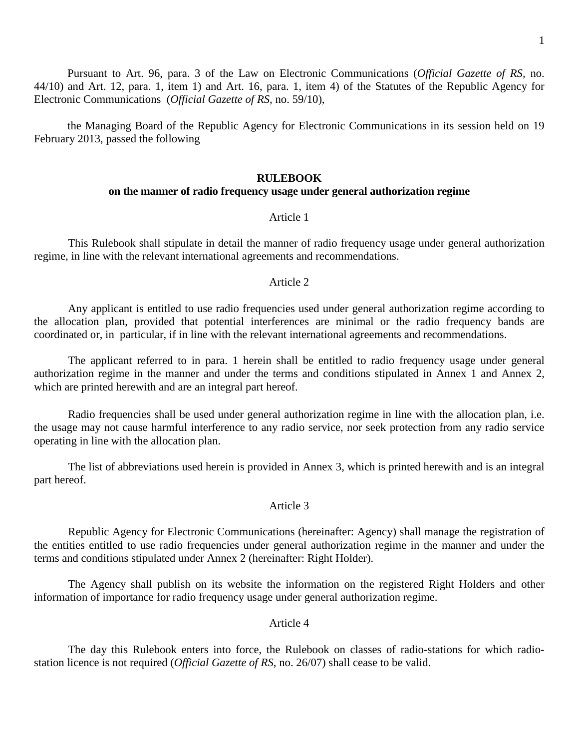Pursuant to Art. 96, para. 3 of the Law on Electronic Communications (*Official Gazette of RS,* no. 44/10) and Art. 12, para. 1, item 1) and Art. 16, para. 1, item 4) of the Statutes of the Republic Agency for Electronic Communications (*Official Gazette of RS,* no. 59/10),

the Managing Board of the Republic Agency for Electronic Communications in its session held on 19 February 2013, passed the following

# RULEBOOK
## on the manner of radio frequency usage under general authorization regime

Article 1

This Rulebook shall stipulate in detail the manner of radio frequency usage under general authorization regime, in line with the relevant international agreements and recommendations.

Article 2

Any applicant is entitled to use radio frequencies used under general authorization regime according to the allocation plan, provided that potential interferences are minimal or the radio frequency bands are coordinated or, in particular, if in line with the relevant international agreements and recommendations.

The applicant referred to in para. 1 herein shall be entitled to radio frequency usage under general authorization regime in the manner and under the terms and conditions stipulated in Annex 1 and Annex 2, which are printed herewith and are an integral part hereof.

Radio frequencies shall be used under general authorization regime in line with the allocation plan, i.e. the usage may not cause harmful interference to any radio service, nor seek protection from any radio service operating in line with the allocation plan.

The list of abbreviations used herein is provided in Annex 3, which is printed herewith and is an integral part hereof.

Article 3

Republic Agency for Electronic Communications (hereinafter: Agency) shall manage the registration of the entities entitled to use radio frequencies under general authorization regime in the manner and under the terms and conditions stipulated under Annex 2 (hereinafter: Right Holder).

The Agency shall publish on its website the information on the registered Right Holders and other information of importance for radio frequency usage under general authorization regime.

Article 4

The day this Rulebook enters into force, the Rulebook on classes of radio-stations for which radio-station licence is not required (*Official Gazette of RS*, no. 26/07) shall cease to be valid.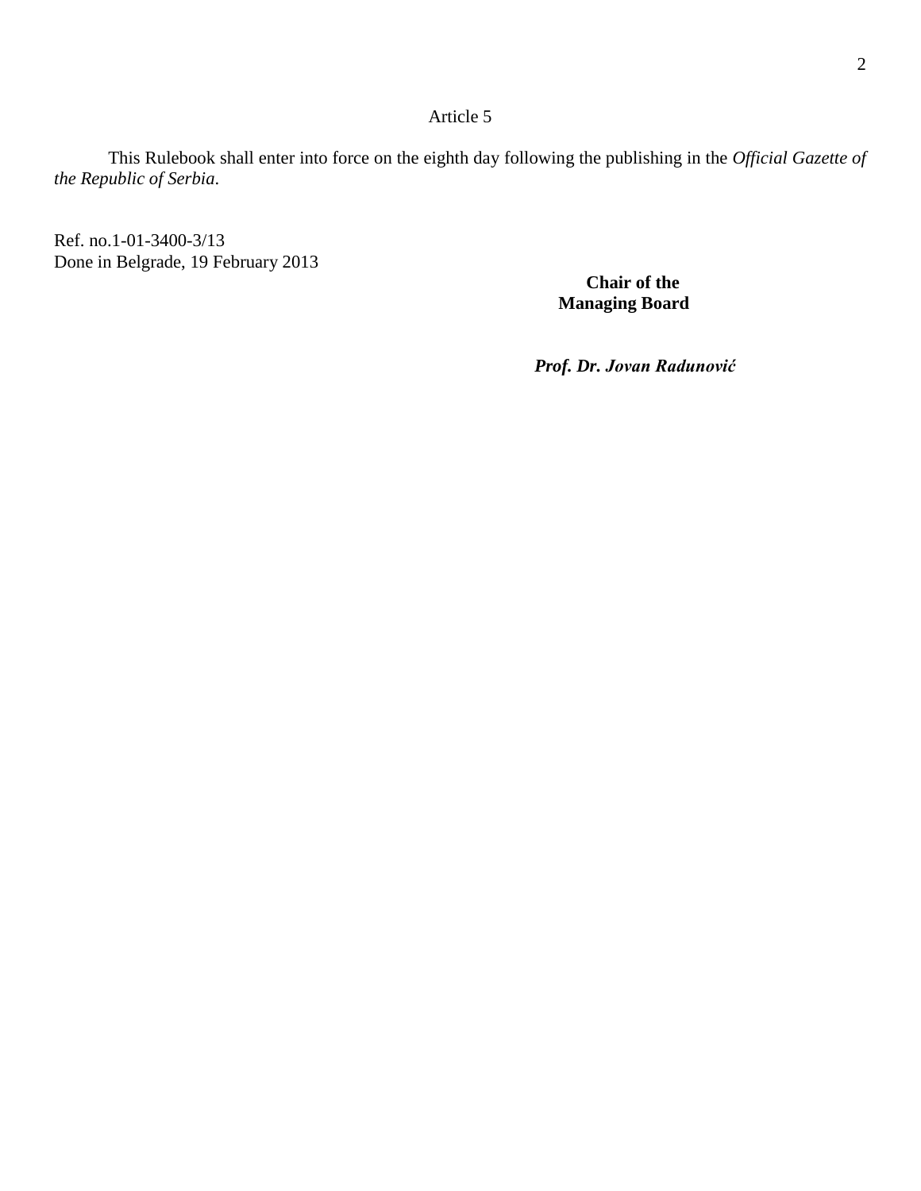Article 5

This Rulebook shall enter into force on the eighth day following the publishing in the *Official Gazette of the Republic of Serbia*.

Ref. no.1-01-3400-3/13
Done in Belgrade, 19 February 2013

**Chair of the Managing Board**

***Prof. Dr. Jovan Radunović***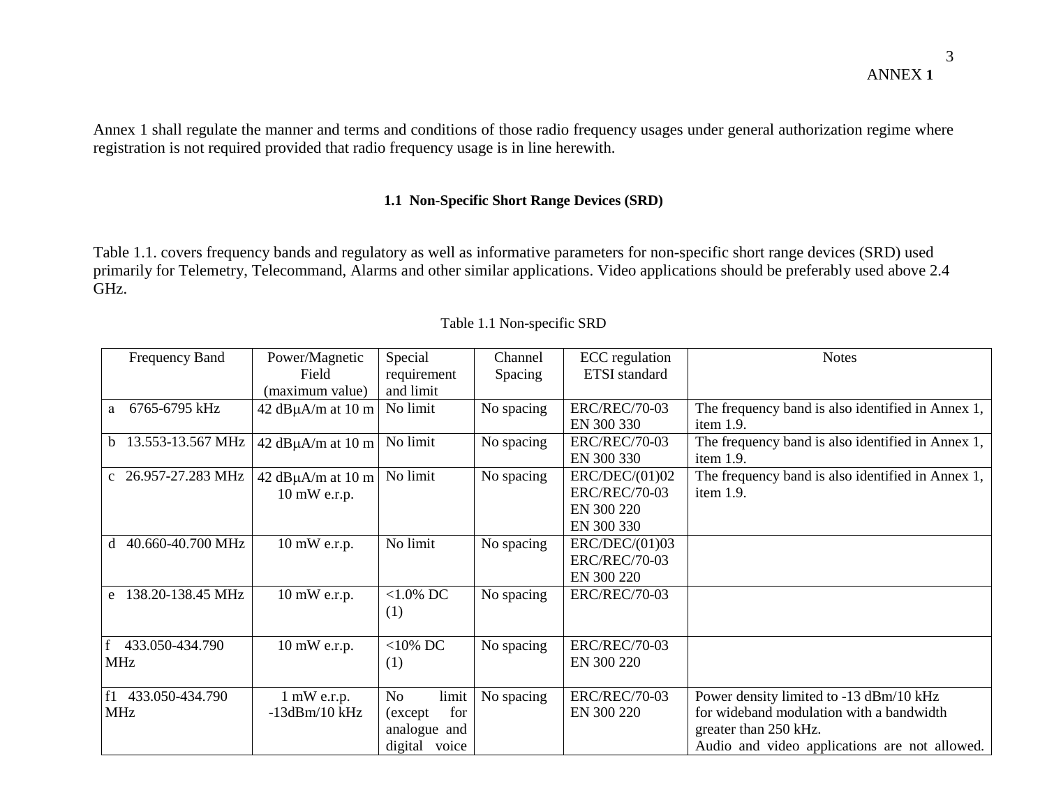ANNEX **1**

Annex 1 shall regulate the manner and terms and conditions of those radio frequency usages under general authorization regime where registration is not required provided that radio frequency usage is in line herewith.

### 1.1 Non-Specific Short Range Devices (SRD)

Table 1.1. covers frequency bands and regulatory as well as informative parameters for non-specific short range devices (SRD) used primarily for Telemetry, Telecommand, Alarms and other similar applications. Video applications should be preferably used above 2.4 GHz.

Table 1.1 Non-specific SRD

| Frequency Band | Power/Magnetic Field (maximum value) | Special requirement and limit | Channel Spacing | ECC regulation ETSI standard | Notes |
|---|---|---|---|---|---|
| a 6765-6795 kHz | 42 dBμA/m at 10 m | No limit | No spacing | ERC/REC/70-03<br>EN 300 330 | The frequency band is also identified in Annex 1, item 1.9. |
| b 13.553-13.567 MHz | 42 dBμA/m at 10 m | No limit | No spacing | ERC/REC/70-03<br>EN 300 330 | The frequency band is also identified in Annex 1, item 1.9. |
| c 26.957-27.283 MHz | 42 dBμA/m at 10 m<br>10 mW e.r.p. | No limit | No spacing | ERC/DEC/(01)02<br>ERC/REC/70-03<br>EN 300 220<br>EN 300 330 | The frequency band is also identified in Annex 1, item 1.9. |
| d 40.660-40.700 MHz | 10 mW e.r.p. | No limit | No spacing | ERC/DEC/(01)03<br>ERC/REC/70-03<br>EN 300 220 | |
| e 138.20-138.45 MHz | 10 mW e.r.p. | <1.0% DC (1) | No spacing | ERC/REC/70-03 | |
| f 433.050-434.790 MHz | 10 mW e.r.p. | <10% DC (1) | No spacing | ERC/REC/70-03<br>EN 300 220 | |
| f1 433.050-434.790 MHz | 1 mW e.r.p.<br>-13dBm/10 kHz | No limit (except for analogue and digital voice | No spacing | ERC/REC/70-03<br>EN 300 220 | Power density limited to -13 dBm/10 kHz for wideband modulation with a bandwidth greater than 250 kHz.<br>Audio and video applications are not allowed. |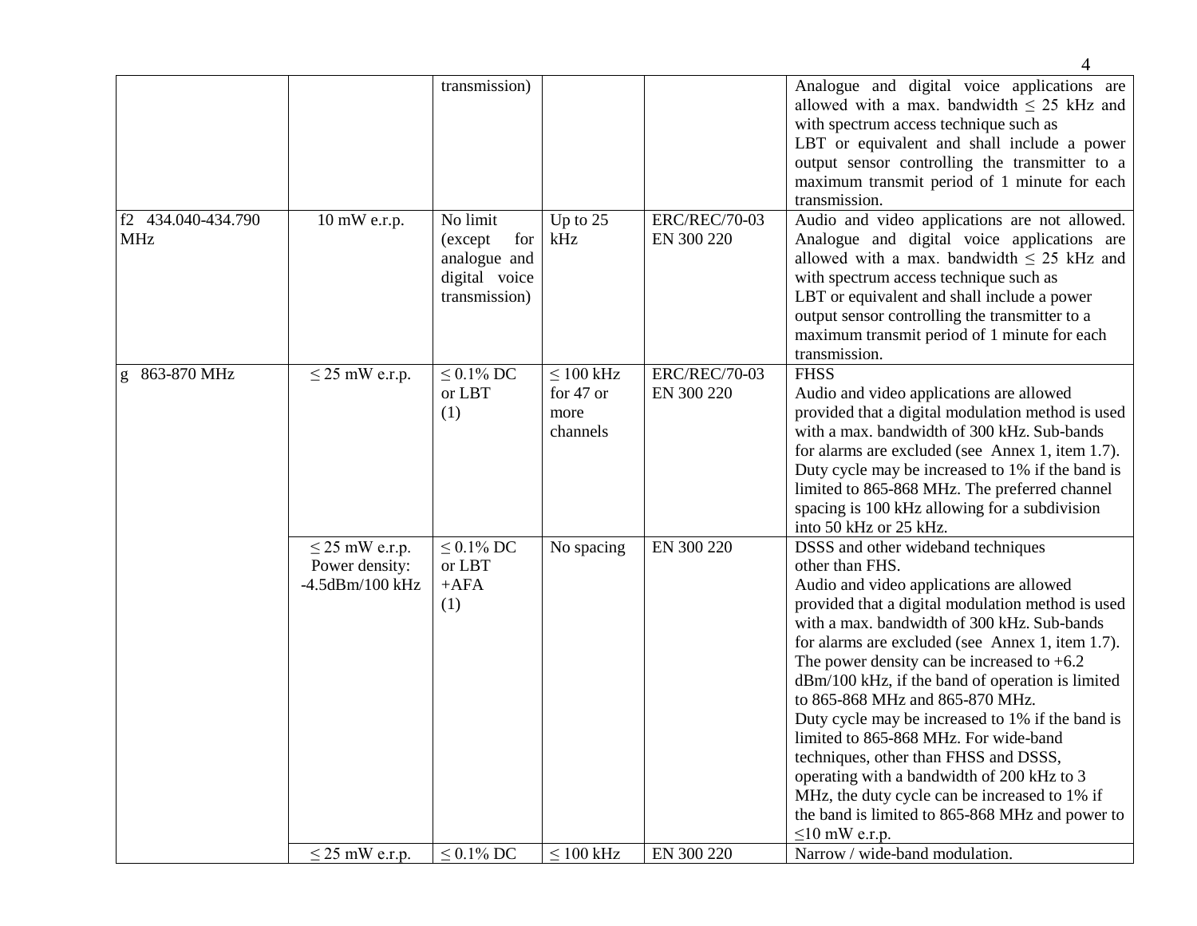| | | | | | |
|---|---|---|---|---|---|
| | | transmission) | | | Analogue and digital voice applications are allowed with a max. bandwidth ≤ 25 kHz and with spectrum access technique such as LBT or equivalent and shall include a power output sensor controlling the transmitter to a maximum transmit period of 1 minute for each transmission. |
| f2 434.040-434.790 MHz | 10 mW e.r.p. | No limit (except for analogue and digital voice transmission) | Up to 25 kHz | ERC/REC/70-03 EN 300 220 | Audio and video applications are not allowed. Analogue and digital voice applications are allowed with a max. bandwidth ≤ 25 kHz and with spectrum access technique such as LBT or equivalent and shall include a power output sensor controlling the transmitter to a maximum transmit period of 1 minute for each transmission. |
| g 863-870 MHz | ≤ 25 mW e.r.p. | ≤ 0.1% DC or LBT (1) | ≤ 100 kHz for 47 or more channels | ERC/REC/70-03 EN 300 220 | FHSS Audio and video applications are allowed provided that a digital modulation method is used with a max. bandwidth of 300 kHz. Sub-bands for alarms are excluded (see Annex 1, item 1.7). Duty cycle may be increased to 1% if the band is limited to 865-868 MHz. The preferred channel spacing is 100 kHz allowing for a subdivision into 50 kHz or 25 kHz. |
| | ≤ 25 mW e.r.p. Power density: -4.5dBm/100 kHz | ≤ 0.1% DC or LBT +AFA (1) | No spacing | EN 300 220 | DSSS and other wideband techniques other than FHS. Audio and video applications are allowed provided that a digital modulation method is used with a max. bandwidth of 300 kHz. Sub-bands for alarms are excluded (see Annex 1, item 1.7). The power density can be increased to +6.2 dBm/100 kHz, if the band of operation is limited to 865-868 MHz and 865-870 MHz. Duty cycle may be increased to 1% if the band is limited to 865-868 MHz. For wide-band techniques, other than FHSS and DSSS, operating with a bandwidth of 200 kHz to 3 MHz, the duty cycle can be increased to 1% if the band is limited to 865-868 MHz and power to ≤10 mW e.r.p. |
| | ≤ 25 mW e.r.p. | ≤ 0.1% DC | ≤ 100 kHz | EN 300 220 | Narrow / wide-band modulation. |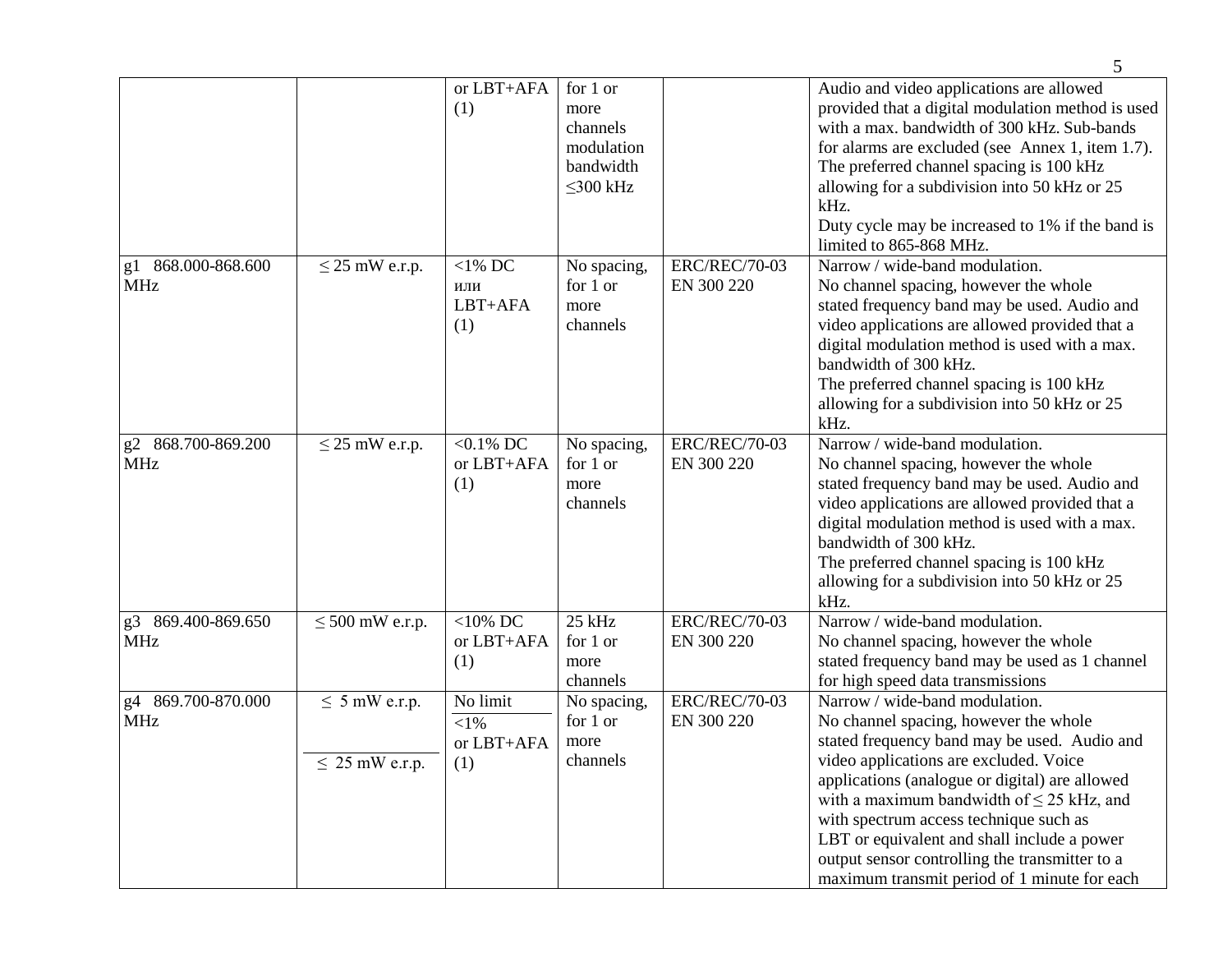| | | | | | |
|---|---|---|---|---|---|
| | | or LBT+AFA (1) | for 1 or more channels modulation bandwidth ≤300 kHz | | Audio and video applications are allowed provided that a digital modulation method is used with a max. bandwidth of 300 kHz. Sub-bands for alarms are excluded (see Annex 1, item 1.7). The preferred channel spacing is 100 kHz allowing for a subdivision into 50 kHz or 25 kHz. Duty cycle may be increased to 1% if the band is limited to 865-868 MHz. |
| g1 868.000-868.600 MHz | ≤ 25 mW e.r.p. | <1% DC или LBT+AFA (1) | No spacing, for 1 or more channels | ERC/REC/70-03 EN 300 220 | Narrow / wide-band modulation. No channel spacing, however the whole stated frequency band may be used. Audio and video applications are allowed provided that a digital modulation method is used with a max. bandwidth of 300 kHz. The preferred channel spacing is 100 kHz allowing for a subdivision into 50 kHz or 25 kHz. |
| g2 868.700-869.200 MHz | ≤ 25 mW e.r.p. | <0.1% DC or LBT+AFA (1) | No spacing, for 1 or more channels | ERC/REC/70-03 EN 300 220 | Narrow / wide-band modulation. No channel spacing, however the whole stated frequency band may be used. Audio and video applications are allowed provided that a digital modulation method is used with a max. bandwidth of 300 kHz. The preferred channel spacing is 100 kHz allowing for a subdivision into 50 kHz or 25 kHz. |
| g3 869.400-869.650 MHz | ≤ 500 mW e.r.p. | <10% DC or LBT+AFA (1) | 25 kHz for 1 or more channels | ERC/REC/70-03 EN 300 220 | Narrow / wide-band modulation. No channel spacing, however the whole stated frequency band may be used as 1 channel for high speed data transmissions |
| g4 869.700-870.000 MHz | ≤ 5 mW e.r.p. / ≤ 25 mW e.r.p. | No limit / <1% or LBT+AFA (1) | No spacing, for 1 or more channels | ERC/REC/70-03 EN 300 220 | Narrow / wide-band modulation. No channel spacing, however the whole stated frequency band may be used. Audio and video applications are excluded. Voice applications (analogue or digital) are allowed with a maximum bandwidth of ≤ 25 kHz, and with spectrum access technique such as LBT or equivalent and shall include a power output sensor controlling the transmitter to a maximum transmit period of 1 minute for each |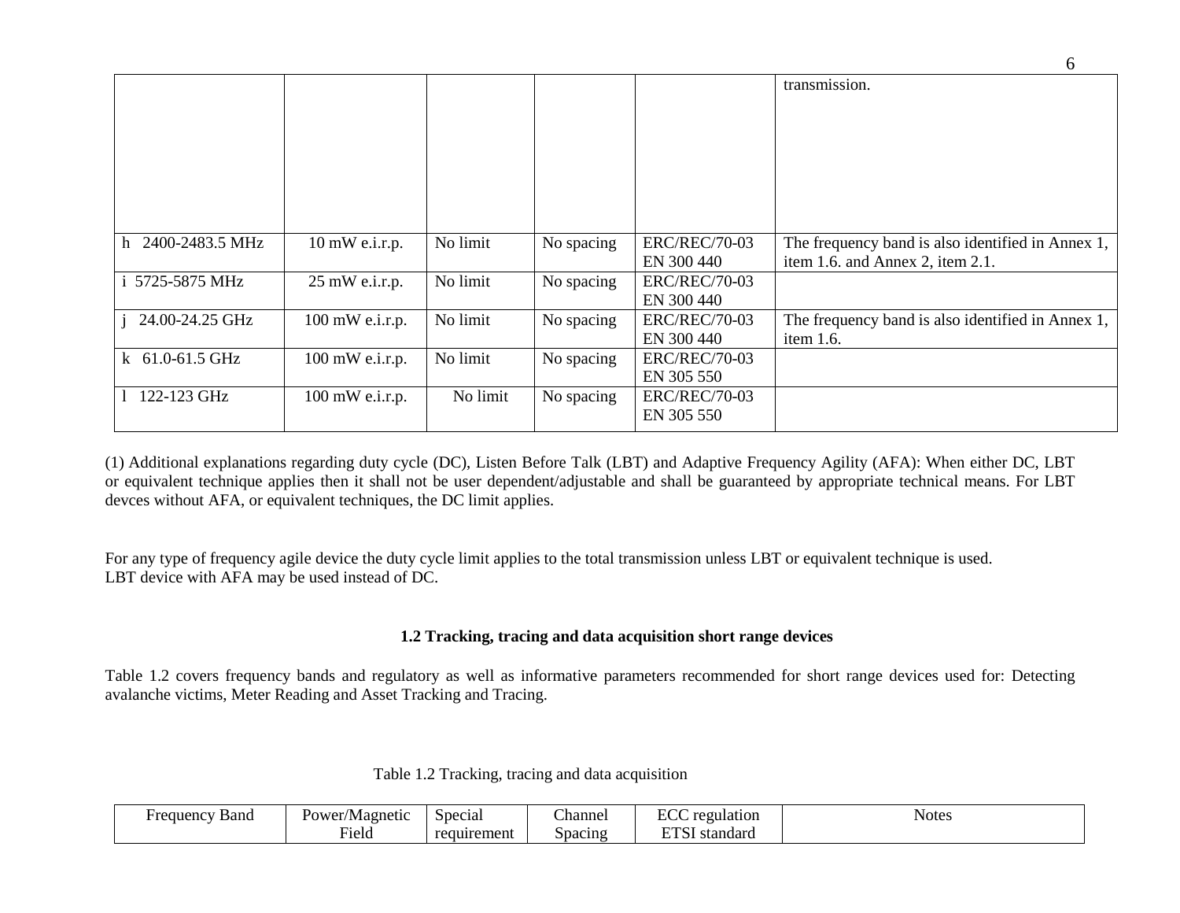| | | | | | transmission. |
|---|---|---|---|---|---|
| h 2400-2483.5 MHz | 10 mW e.i.r.p. | No limit | No spacing | ERC/REC/70-03 EN 300 440 | The frequency band is also identified in Annex 1, item 1.6. and Annex 2, item 2.1. |
| i 5725-5875 MHz | 25 mW e.i.r.p. | No limit | No spacing | ERC/REC/70-03 EN 300 440 | |
| j 24.00-24.25 GHz | 100 mW e.i.r.p. | No limit | No spacing | ERC/REC/70-03 EN 300 440 | The frequency band is also identified in Annex 1, item 1.6. |
| k 61.0-61.5 GHz | 100 mW e.i.r.p. | No limit | No spacing | ERC/REC/70-03 EN 305 550 | |
| l 122-123 GHz | 100 mW e.i.r.p. | No limit | No spacing | ERC/REC/70-03 EN 305 550 | |

(1) Additional explanations regarding duty cycle (DC), Listen Before Talk (LBT) and Adaptive Frequency Agility (AFA): When either DC, LBT or equivalent technique applies then it shall not be user dependent/adjustable and shall be guaranteed by appropriate technical means. For LBT devces without AFA, or equivalent techniques, the DC limit applies.

For any type of frequency agile device the duty cycle limit applies to the total transmission unless LBT or equivalent technique is used.
LBT device with AFA may be used instead of DC.

## 1.2 Tracking, tracing and data acquisition short range devices

Table 1.2 covers frequency bands and regulatory as well as informative parameters recommended for short range devices used for: Detecting avalanche victims, Meter Reading and Asset Tracking and Tracing.

Table 1.2 Tracking, tracing and data acquisition

| Frequency Band | Power/Magnetic Field | Special requirement | Channel Spacing | ECC regulation ETSI standard | Notes |
|---|---|---|---|---|---|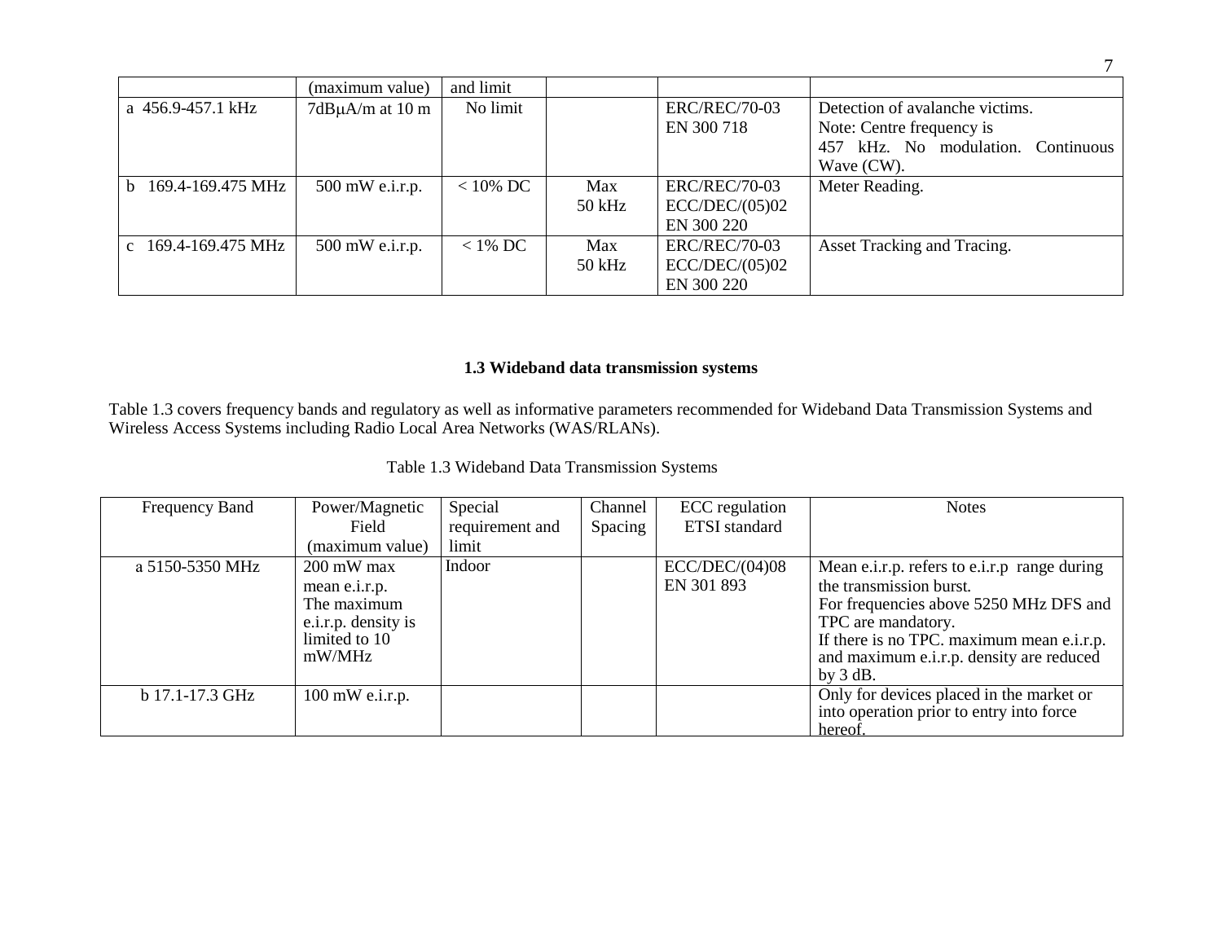| | (maximum value) | and limit | | | |
|---|---|---|---|---|---|
| a 456.9-457.1 kHz | 7dBμA/m at 10 m | No limit | | ERC/REC/70-03 EN 300 718 | Detection of avalanche victims. Note: Centre frequency is 457 kHz. No modulation. Continuous Wave (CW). |
| b 169.4-169.475 MHz | 500 mW e.i.r.p. | < 10% DC | Max 50 kHz | ERC/REC/70-03 ECC/DEC/(05)02 EN 300 220 | Meter Reading. |
| c 169.4-169.475 MHz | 500 mW e.i.r.p. | < 1% DC | Max 50 kHz | ERC/REC/70-03 ECC/DEC/(05)02 EN 300 220 | Asset Tracking and Tracing. |

### 1.3 Wideband data transmission systems

Table 1.3 covers frequency bands and regulatory as well as informative parameters recommended for Wideband Data Transmission Systems and Wireless Access Systems including Radio Local Area Networks (WAS/RLANs).

Table 1.3 Wideband Data Transmission Systems

| Frequency Band | Power/Magnetic Field (maximum value) | Special requirement and limit | Channel Spacing | ECC regulation ETSI standard | Notes |
|---|---|---|---|---|---|
| a 5150-5350 MHz | 200 mW max mean e.i.r.p. The maximum e.i.r.p. density is limited to 10 mW/MHz | Indoor | | ECC/DEC/(04)08 EN 301 893 | Mean e.i.r.p. refers to e.i.r.p range during the transmission burst. For frequencies above 5250 MHz DFS and TPC are mandatory. If there is no TPC. maximum mean e.i.r.p. and maximum e.i.r.p. density are reduced by 3 dB. |
| b 17.1-17.3 GHz | 100 mW e.i.r.p. | | | | Only for devices placed in the market or into operation prior to entry into force hereof. |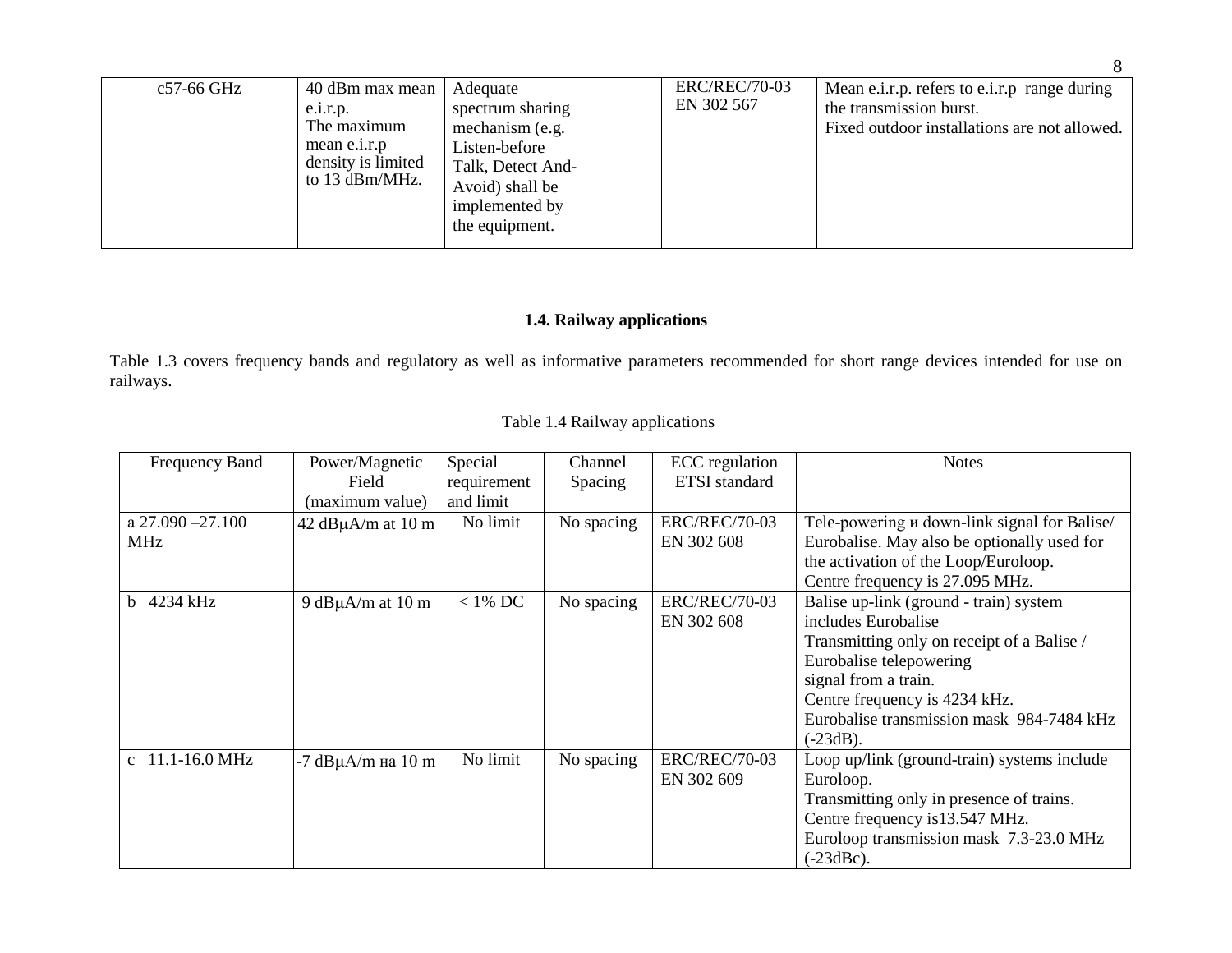| c57-66 GHz | 40 dBm max mean e.i.r.p. The maximum mean e.i.r.p density is limited to 13 dBm/MHz. | Adequate spectrum sharing mechanism (e.g. Listen-before Talk, Detect And-Avoid) shall be implemented by the equipment. | | ERC/REC/70-03 EN 302 567 | Mean e.i.r.p. refers to e.i.r.p range during the transmission burst. Fixed outdoor installations are not allowed. |
|---|---|---|---|---|---|

## 1.4. Railway applications

Table 1.3 covers frequency bands and regulatory as well as informative parameters recommended for short range devices intended for use on railways.

Table 1.4 Railway applications

| Frequency Band | Power/Magnetic Field (maximum value) | Special requirement and limit | Channel Spacing | ECC regulation ETSI standard | Notes |
|---|---|---|---|---|---|
| a 27.090 –27.100 MHz | 42 dBμA/m at 10 m | No limit | No spacing | ERC/REC/70-03 EN 302 608 | Tele-powering и down-link signal for Balise/ Eurobalise. May also be optionally used for the activation of the Loop/Euroloop. Centre frequency is 27.095 MHz. |
| b 4234 kHz | 9 dBμA/m at 10 m | < 1% DC | No spacing | ERC/REC/70-03 EN 302 608 | Balise up-link (ground - train) system includes Eurobalise Transmitting only on receipt of a Balise / Eurobalise telepowering signal from a train. Centre frequency is 4234 kHz. Eurobalise transmission mask 984-7484 kHz (-23dB). |
| c 11.1-16.0 MHz | -7 dBμA/m на 10 m | No limit | No spacing | ERC/REC/70-03 EN 302 609 | Loop up/link (ground-train) systems include Euroloop. Transmitting only in presence of trains. Centre frequency is13.547 MHz. Euroloop transmission mask 7.3-23.0 MHz (-23dBc). |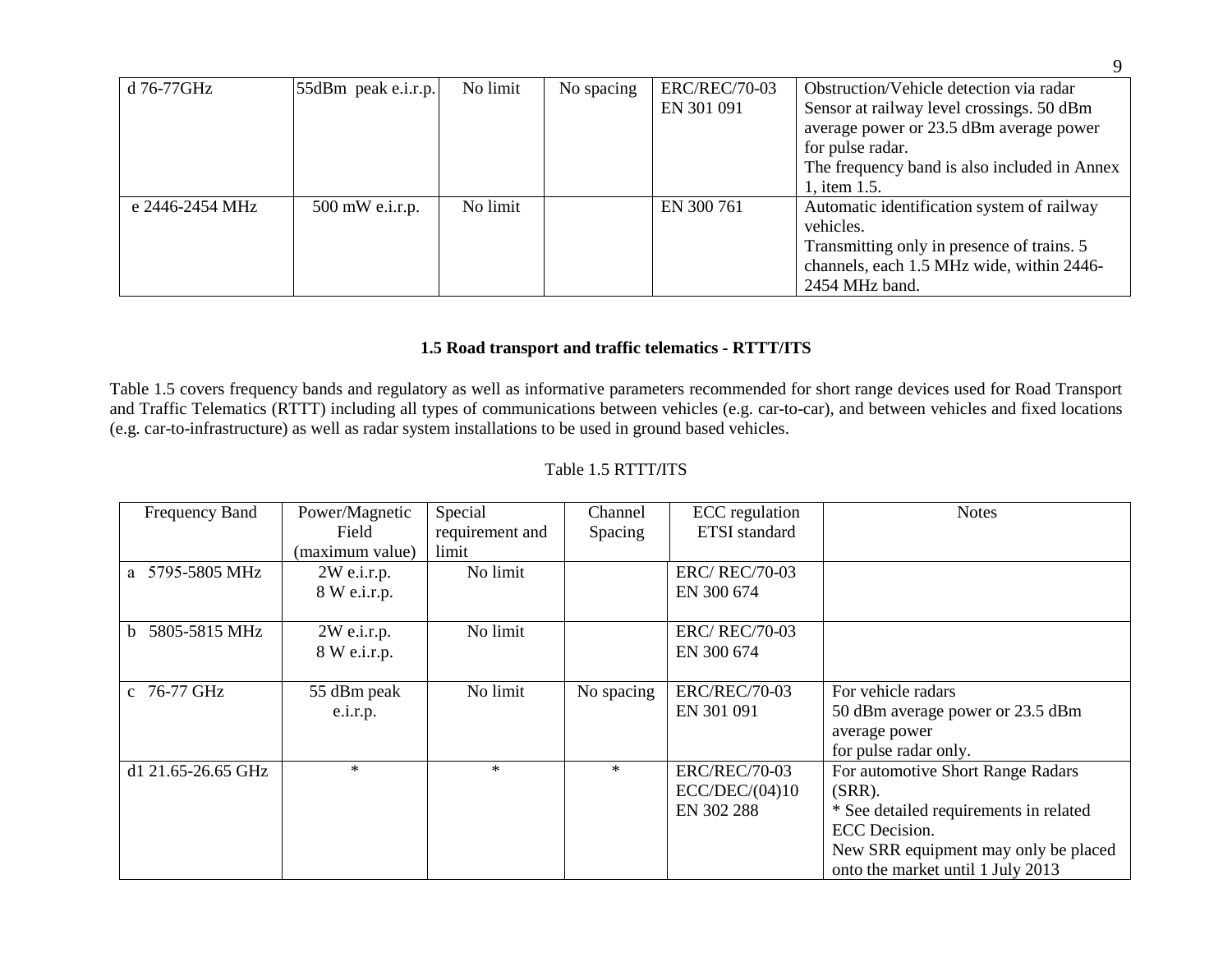| d 76-77GHz | 55dBm peak e.i.r.p. | No limit | No spacing | ERC/REC/70-03<br>EN 301 091 | Obstruction/Vehicle detection via radar Sensor at railway level crossings. 50 dBm average power or 23.5 dBm average power for pulse radar.<br>The frequency band is also included in Annex 1, item 1.5. |
|---|---|---|---|---|---|
| e 2446-2454 MHz | 500 mW e.i.r.p. | No limit | | EN 300 761 | Automatic identification system of railway vehicles.<br>Transmitting only in presence of trains. 5 channels, each 1.5 MHz wide, within 2446-2454 MHz band. |

### 1.5 Road transport and traffic telematics - RTTT/ITS

Table 1.5 covers frequency bands and regulatory as well as informative parameters recommended for short range devices used for Road Transport and Traffic Telematics (RTTT) including all types of communications between vehicles (e.g. car-to-car), and between vehicles and fixed locations (e.g. car-to-infrastructure) as well as radar system installations to be used in ground based vehicles.

Table 1.5 RTTT/ITS

| Frequency Band | Power/Magnetic Field (maximum value) | Special requirement and limit | Channel Spacing | ECC regulation ETSI standard | Notes |
|---|---|---|---|---|---|
| a 5795-5805 MHz | 2W e.i.r.p.<br>8 W e.i.r.p. | No limit | | ERC/ REC/70-03<br>EN 300 674 | |
| b 5805-5815 MHz | 2W e.i.r.p.<br>8 W e.i.r.p. | No limit | | ERC/ REC/70-03<br>EN 300 674 | |
| c 76-77 GHz | 55 dBm peak e.i.r.p. | No limit | No spacing | ERC/REC/70-03<br>EN 301 091 | For vehicle radars<br>50 dBm average power or 23.5 dBm average power<br>for pulse radar only. |
| d1 21.65-26.65 GHz | * | * | * | ERC/REC/70-03<br>ECC/DEC/(04)10<br>EN 302 288 | For automotive Short Range Radars (SRR).<br>* See detailed requirements in related ECC Decision.<br>New SRR equipment may only be placed onto the market until 1 July 2013 |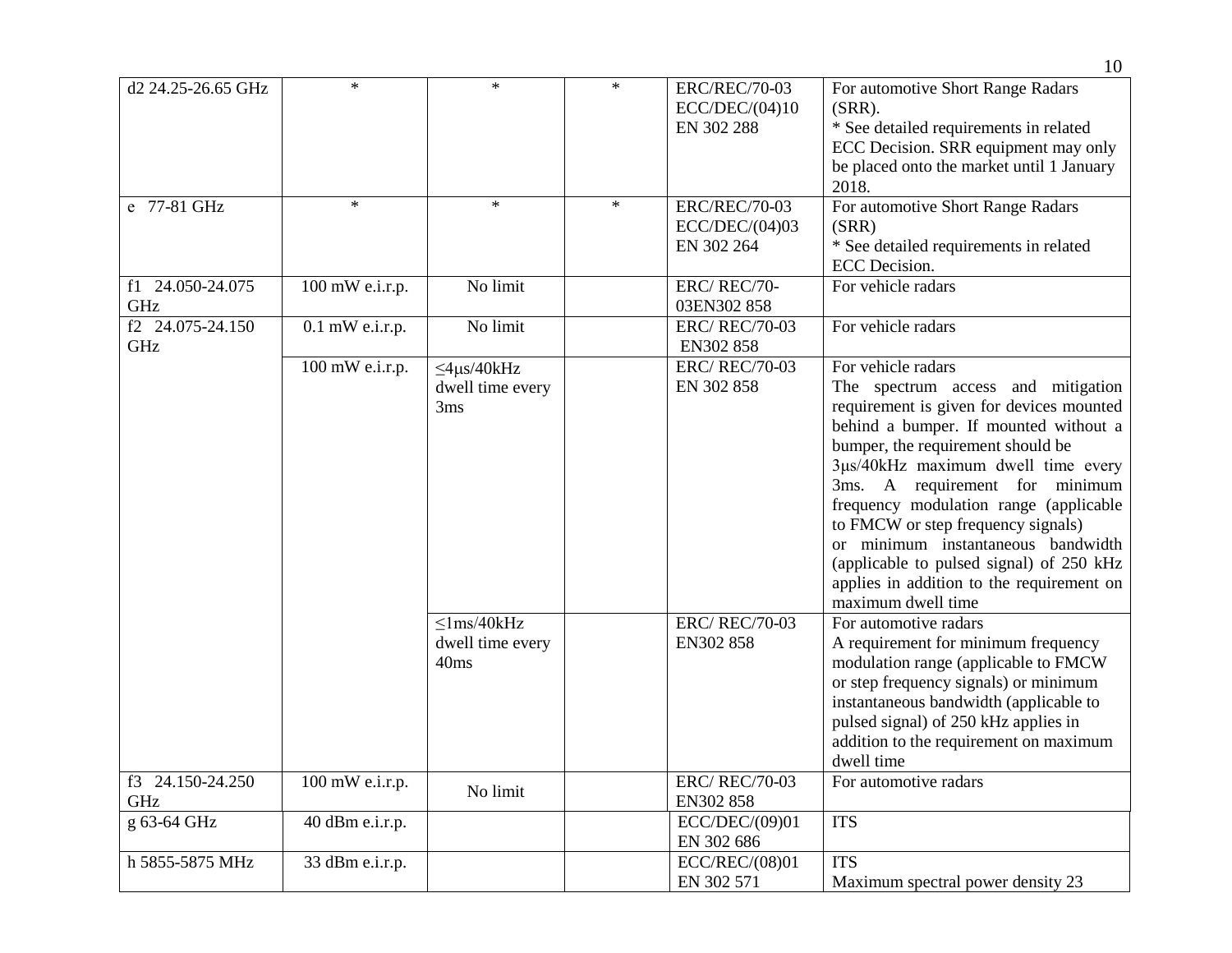| | | | | | |
|---|---|---|---|---|---|
| d2 24.25-26.65 GHz | * | * | * | ERC/REC/70-03<br>ECC/DEC/(04)10<br>EN 302 288 | For automotive Short Range Radars (SRR).<br>* See detailed requirements in related ECC Decision. SRR equipment may only be placed onto the market until 1 January 2018. |
| e 77-81 GHz | * | * | * | ERC/REC/70-03<br>ECC/DEC/(04)03<br>EN 302 264 | For automotive Short Range Radars (SRR)<br>* See detailed requirements in related ECC Decision. |
| f1 24.050-24.075 GHz | 100 mW e.i.r.p. | No limit | | ERC/ REC/70-03EN302 858 | For vehicle radars |
| f2 24.075-24.150 GHz | 0.1 mW e.i.r.p. | No limit | | ERC/ REC/70-03<br>EN302 858 | For vehicle radars |
| | 100 mW e.i.r.p. | ≤4μs/40kHz dwell time every 3ms | | ERC/ REC/70-03<br>EN 302 858 | For vehicle radars<br>The spectrum access and mitigation requirement is given for devices mounted behind a bumper. If mounted without a bumper, the requirement should be 3μs/40kHz maximum dwell time every 3ms. A requirement for minimum frequency modulation range (applicable to FMCW or step frequency signals) or minimum instantaneous bandwidth (applicable to pulsed signal) of 250 kHz applies in addition to the requirement on maximum dwell time |
| | | ≤1ms/40kHz dwell time every 40ms | | ERC/ REC/70-03<br>EN302 858 | For automotive radars<br>A requirement for minimum frequency modulation range (applicable to FMCW or step frequency signals) or minimum instantaneous bandwidth (applicable to pulsed signal) of 250 kHz applies in addition to the requirement on maximum dwell time |
| f3 24.150-24.250 GHz | 100 mW e.i.r.p. | No limit | | ERC/ REC/70-03<br>EN302 858 | For automotive radars |
| g 63-64 GHz | 40 dBm e.i.r.p. | | | ECC/DEC/(09)01<br>EN 302 686 | ITS |
| h 5855-5875 MHz | 33 dBm e.i.r.p. | | | ECC/REC/(08)01<br>EN 302 571 | ITS<br>Maximum spectral power density 23 |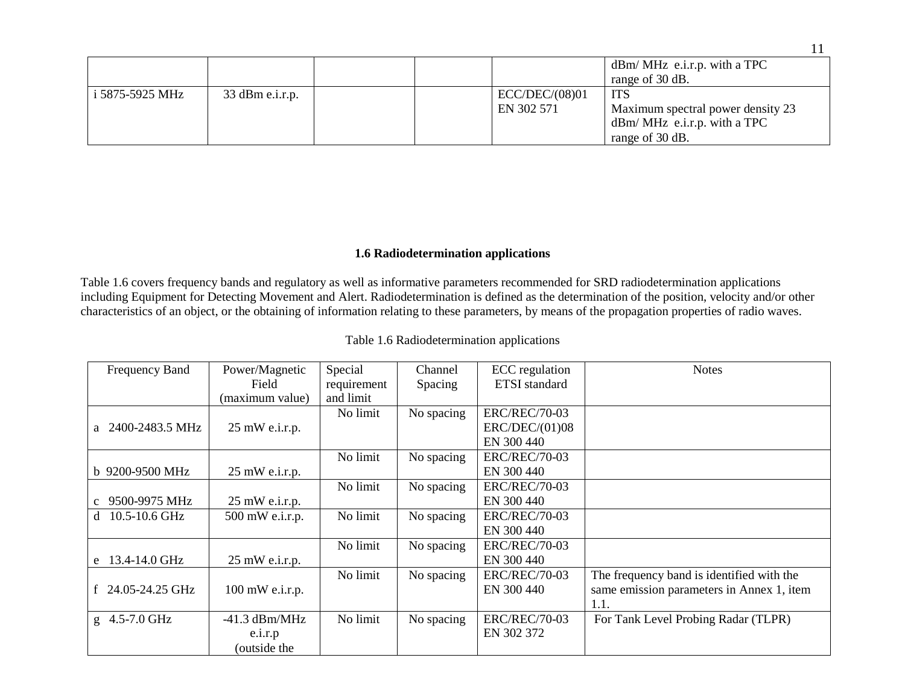| | | | | | |
|---|---|---|---|---|---|
| | | | | | dBm/ MHz e.i.r.p. with a TPC range of 30 dB. |
| i 5875-5925 MHz | 33 dBm e.i.r.p. | | | ECC/DEC/(08)01 EN 302 571 | ITS Maximum spectral power density 23 dBm/ MHz e.i.r.p. with a TPC range of 30 dB. |

### 1.6 Radiodetermination applications

Table 1.6 covers frequency bands and regulatory as well as informative parameters recommended for SRD radiodetermination applications including Equipment for Detecting Movement and Alert. Radiodetermination is defined as the determination of the position, velocity and/or other characteristics of an object, or the obtaining of information relating to these parameters, by means of the propagation properties of radio waves.

Table 1.6 Radiodetermination applications

| Frequency Band | Power/Magnetic Field (maximum value) | Special requirement and limit | Channel Spacing | ECC regulation ETSI standard | Notes |
|---|---|---|---|---|---|
| a 2400-2483.5 MHz | 25 mW e.i.r.p. | No limit | No spacing | ERC/REC/70-03 ERC/DEC/(01)08 EN 300 440 | |
| b 9200-9500 MHz | 25 mW e.i.r.p. | No limit | No spacing | ERC/REC/70-03 EN 300 440 | |
| c 9500-9975 MHz | 25 mW e.i.r.p. | No limit | No spacing | ERC/REC/70-03 EN 300 440 | |
| d 10.5-10.6 GHz | 500 mW e.i.r.p. | No limit | No spacing | ERC/REC/70-03 EN 300 440 | |
| e 13.4-14.0 GHz | 25 mW e.i.r.p. | No limit | No spacing | ERC/REC/70-03 EN 300 440 | |
| f 24.05-24.25 GHz | 100 mW e.i.r.p. | No limit | No spacing | ERC/REC/70-03 EN 300 440 | The frequency band is identified with the same emission parameters in Annex 1, item 1.1. |
| g 4.5-7.0 GHz | -41.3 dBm/MHz e.i.r.p (outside the | No limit | No spacing | ERC/REC/70-03 EN 302 372 | For Tank Level Probing Radar (TLPR) |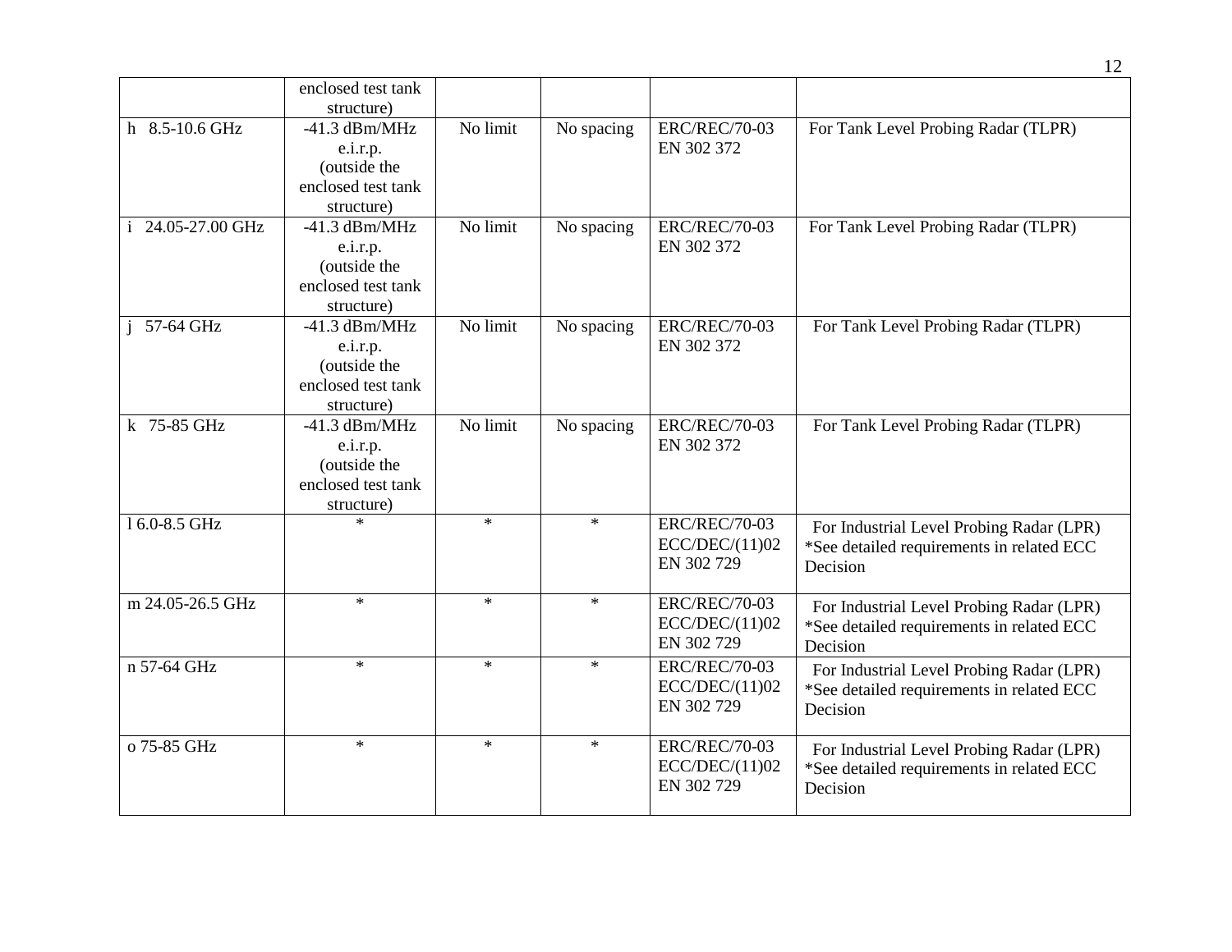| | | | | | |
|---|---|---|---|---|---|
| | enclosed test tank structure) | | | | |
| h 8.5-10.6 GHz | -41.3 dBm/MHz e.i.r.p. (outside the enclosed test tank structure) | No limit | No spacing | ERC/REC/70-03 EN 302 372 | For Tank Level Probing Radar (TLPR) |
| i 24.05-27.00 GHz | -41.3 dBm/MHz e.i.r.p. (outside the enclosed test tank structure) | No limit | No spacing | ERC/REC/70-03 EN 302 372 | For Tank Level Probing Radar (TLPR) |
| j 57-64 GHz | -41.3 dBm/MHz e.i.r.p. (outside the enclosed test tank structure) | No limit | No spacing | ERC/REC/70-03 EN 302 372 | For Tank Level Probing Radar (TLPR) |
| k 75-85 GHz | -41.3 dBm/MHz e.i.r.p. (outside the enclosed test tank structure) | No limit | No spacing | ERC/REC/70-03 EN 302 372 | For Tank Level Probing Radar (TLPR) |
| l 6.0-8.5 GHz | * | * | * | ERC/REC/70-03 ECC/DEC/(11)02 EN 302 729 | For Industrial Level Probing Radar (LPR) *See detailed requirements in related ECC Decision |
| m 24.05-26.5 GHz | * | * | * | ERC/REC/70-03 ECC/DEC/(11)02 EN 302 729 | For Industrial Level Probing Radar (LPR) *See detailed requirements in related ECC Decision |
| n 57-64 GHz | * | * | * | ERC/REC/70-03 ECC/DEC/(11)02 EN 302 729 | For Industrial Level Probing Radar (LPR) *See detailed requirements in related ECC Decision |
| o 75-85 GHz | * | * | * | ERC/REC/70-03 ECC/DEC/(11)02 EN 302 729 | For Industrial Level Probing Radar (LPR) *See detailed requirements in related ECC Decision |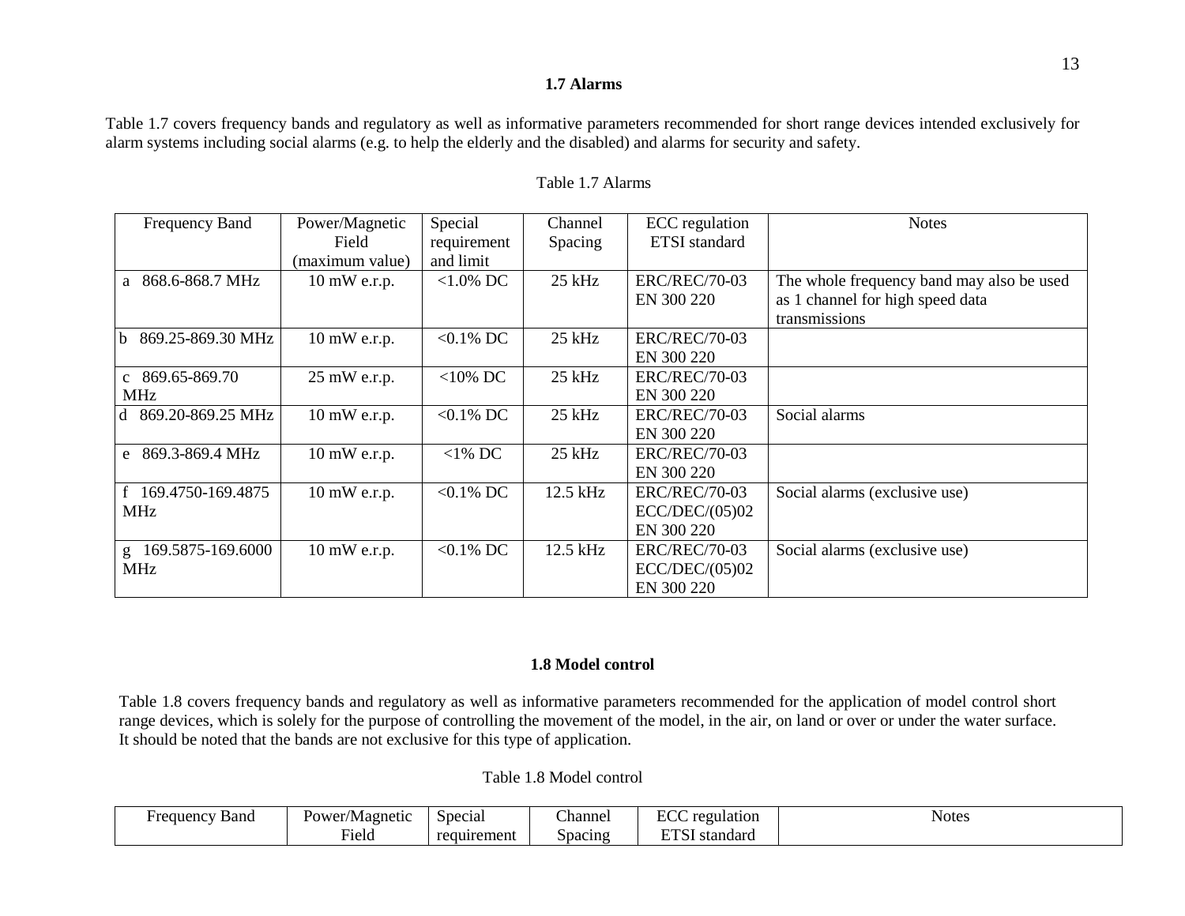### 1.7 Alarms

Table 1.7 covers frequency bands and regulatory as well as informative parameters recommended for short range devices intended exclusively for alarm systems including social alarms (e.g. to help the elderly and the disabled) and alarms for security and safety.

Table 1.7 Alarms

| Frequency Band | Power/Magnetic Field (maximum value) | Special requirement and limit | Channel Spacing | ECC regulation ETSI standard | Notes |
|---|---|---|---|---|---|
| a 868.6-868.7 MHz | 10 mW e.r.p. | <1.0% DC | 25 kHz | ERC/REC/70-03 EN 300 220 | The whole frequency band may also be used as 1 channel for high speed data transmissions |
| b 869.25-869.30 MHz | 10 mW e.r.p. | <0.1% DC | 25 kHz | ERC/REC/70-03 EN 300 220 | |
| c 869.65-869.70 MHz | 25 mW e.r.p. | <10% DC | 25 kHz | ERC/REC/70-03 EN 300 220 | |
| d 869.20-869.25 MHz | 10 mW e.r.p. | <0.1% DC | 25 kHz | ERC/REC/70-03 EN 300 220 | Social alarms |
| e 869.3-869.4 MHz | 10 mW e.r.p. | <1% DC | 25 kHz | ERC/REC/70-03 EN 300 220 | |
| f 169.4750-169.4875 MHz | 10 mW e.r.p. | <0.1% DC | 12.5 kHz | ERC/REC/70-03 ECC/DEC/(05)02 EN 300 220 | Social alarms (exclusive use) |
| g 169.5875-169.6000 MHz | 10 mW e.r.p. | <0.1% DC | 12.5 kHz | ERC/REC/70-03 ECC/DEC/(05)02 EN 300 220 | Social alarms (exclusive use) |

### 1.8 Model control

Table 1.8 covers frequency bands and regulatory as well as informative parameters recommended for the application of model control short range devices, which is solely for the purpose of controlling the movement of the model, in the air, on land or over or under the water surface. It should be noted that the bands are not exclusive for this type of application.

Table 1.8 Model control

| Frequency Band | Power/Magnetic Field | Special requirement | Channel Spacing | ECC regulation ETSI standard | Notes |
|---|---|---|---|---|---|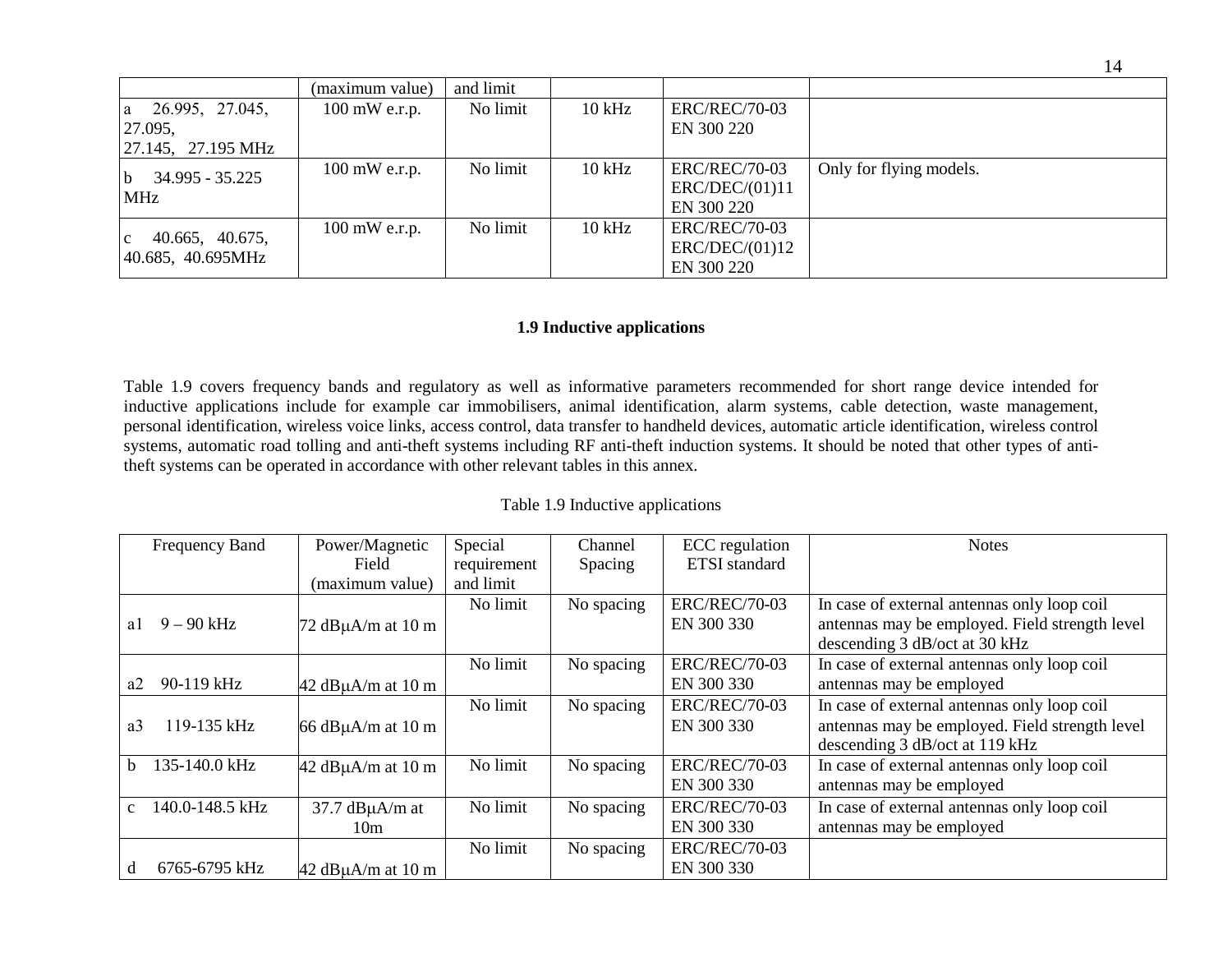| | (maximum value) | and limit | | | |
|---|---|---|---|---|---|
| a 26.995, 27.045, 27.095, 27.145, 27.195 MHz | 100 mW e.r.p. | No limit | 10 kHz | ERC/REC/70-03 EN 300 220 | |
| b 34.995 - 35.225 MHz | 100 mW e.r.p. | No limit | 10 kHz | ERC/REC/70-03 ERC/DEC/(01)11 EN 300 220 | Only for flying models. |
| c 40.665, 40.675, 40.685, 40.695MHz | 100 mW e.r.p. | No limit | 10 kHz | ERC/REC/70-03 ERC/DEC/(01)12 EN 300 220 | |

## 1.9 Inductive applications

Table 1.9 covers frequency bands and regulatory as well as informative parameters recommended for short range device intended for inductive applications include for example car immobilisers, animal identification, alarm systems, cable detection, waste management, personal identification, wireless voice links, access control, data transfer to handheld devices, automatic article identification, wireless control systems, automatic road tolling and anti-theft systems including RF anti-theft induction systems. It should be noted that other types of anti-theft systems can be operated in accordance with other relevant tables in this annex.

Table 1.9 Inductive applications

| Frequency Band | Power/Magnetic Field (maximum value) | Special requirement and limit | Channel Spacing | ECC regulation ETSI standard | Notes |
|---|---|---|---|---|---|
| a1 9 – 90 kHz | 72 dBμA/m at 10 m | No limit | No spacing | ERC/REC/70-03 EN 300 330 | In case of external antennas only loop coil antennas may be employed. Field strength level descending 3 dB/oct at 30 kHz |
| a2 90-119 kHz | 42 dBμA/m at 10 m | No limit | No spacing | ERC/REC/70-03 EN 300 330 | In case of external antennas only loop coil antennas may be employed |
| a3 119-135 kHz | 66 dBμA/m at 10 m | No limit | No spacing | ERC/REC/70-03 EN 300 330 | In case of external antennas only loop coil antennas may be employed. Field strength level descending 3 dB/oct at 119 kHz |
| b 135-140.0 kHz | 42 dBμA/m at 10 m | No limit | No spacing | ERC/REC/70-03 EN 300 330 | In case of external antennas only loop coil antennas may be employed |
| c 140.0-148.5 kHz | 37.7 dBμA/m at 10m | No limit | No spacing | ERC/REC/70-03 EN 300 330 | In case of external antennas only loop coil antennas may be employed |
| d 6765-6795 kHz | 42 dBμA/m at 10 m | No limit | No spacing | ERC/REC/70-03 EN 300 330 | |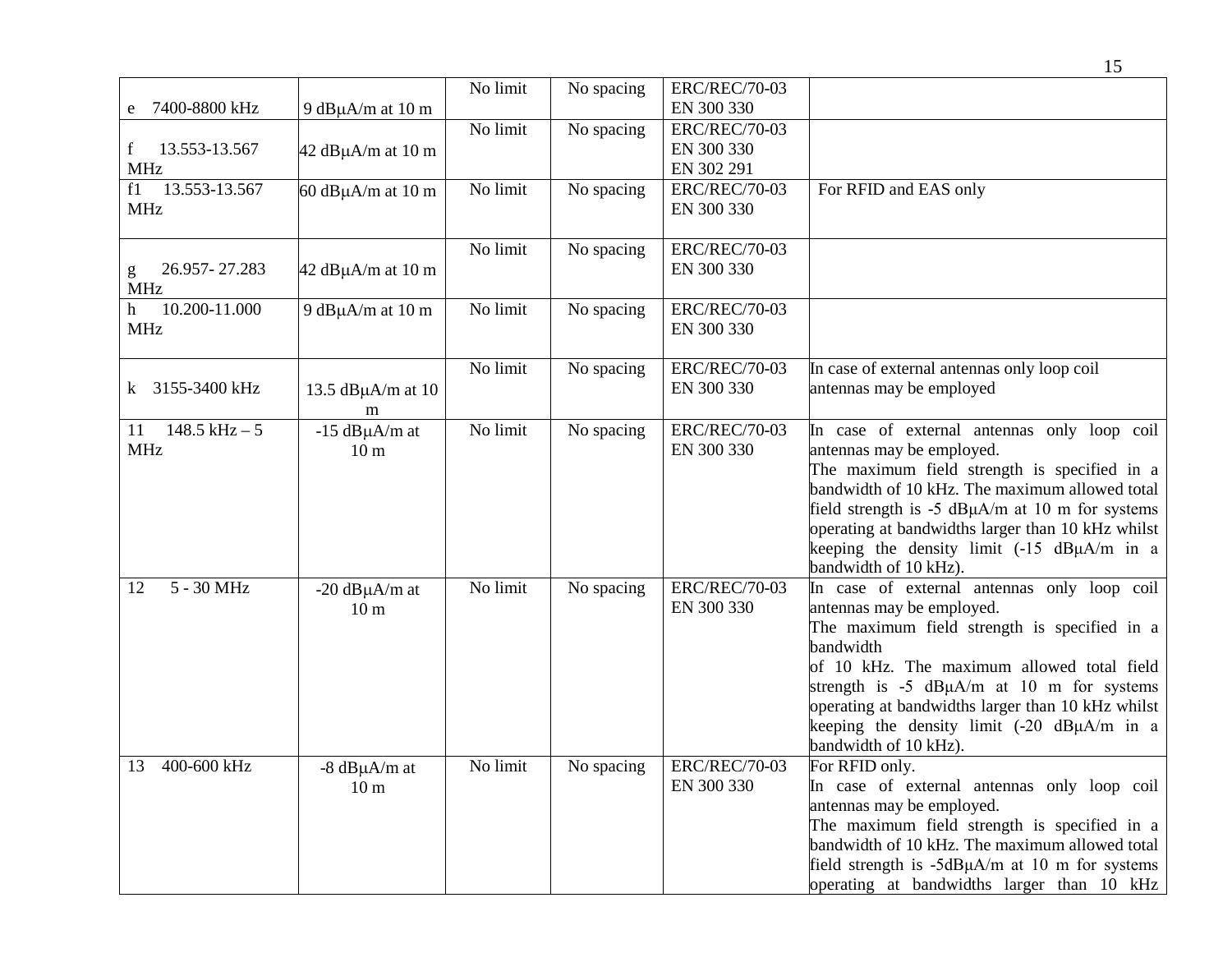| | | | | | |
|---|---|---|---|---|---|
| e 7400-8800 kHz | 9 dBμA/m at 10 m | No limit | No spacing | ERC/REC/70-03 EN 300 330 | |
| f 13.553-13.567 MHz | 42 dBμA/m at 10 m | No limit | No spacing | ERC/REC/70-03 EN 300 330 EN 302 291 | |
| f1 13.553-13.567 MHz | 60 dBμA/m at 10 m | No limit | No spacing | ERC/REC/70-03 EN 300 330 | For RFID and EAS only |
| g 26.957- 27.283 MHz | 42 dBμA/m at 10 m | No limit | No spacing | ERC/REC/70-03 EN 300 330 | |
| h 10.200-11.000 MHz | 9 dBμA/m at 10 m | No limit | No spacing | ERC/REC/70-03 EN 300 330 | |
| k 3155-3400 kHz | 13.5 dBμA/m at 10 m | No limit | No spacing | ERC/REC/70-03 EN 300 330 | In case of external antennas only loop coil antennas may be employed |
| 11 148.5 kHz – 5 MHz | -15 dBμA/m at 10 m | No limit | No spacing | ERC/REC/70-03 EN 300 330 | In case of external antennas only loop coil antennas may be employed. The maximum field strength is specified in a bandwidth of 10 kHz. The maximum allowed total field strength is -5 dBμA/m at 10 m for systems operating at bandwidths larger than 10 kHz whilst keeping the density limit (-15 dBμA/m in a bandwidth of 10 kHz). |
| 12 5 - 30 MHz | -20 dBμA/m at 10 m | No limit | No spacing | ERC/REC/70-03 EN 300 330 | In case of external antennas only loop coil antennas may be employed. The maximum field strength is specified in a bandwidth of 10 kHz. The maximum allowed total field strength is -5 dBμA/m at 10 m for systems operating at bandwidths larger than 10 kHz whilst keeping the density limit (-20 dBμA/m in a bandwidth of 10 kHz). |
| 13 400-600 kHz | -8 dBμA/m at 10 m | No limit | No spacing | ERC/REC/70-03 EN 300 330 | For RFID only. In case of external antennas only loop coil antennas may be employed. The maximum field strength is specified in a bandwidth of 10 kHz. The maximum allowed total field strength is -5dBμA/m at 10 m for systems operating at bandwidths larger than 10 kHz |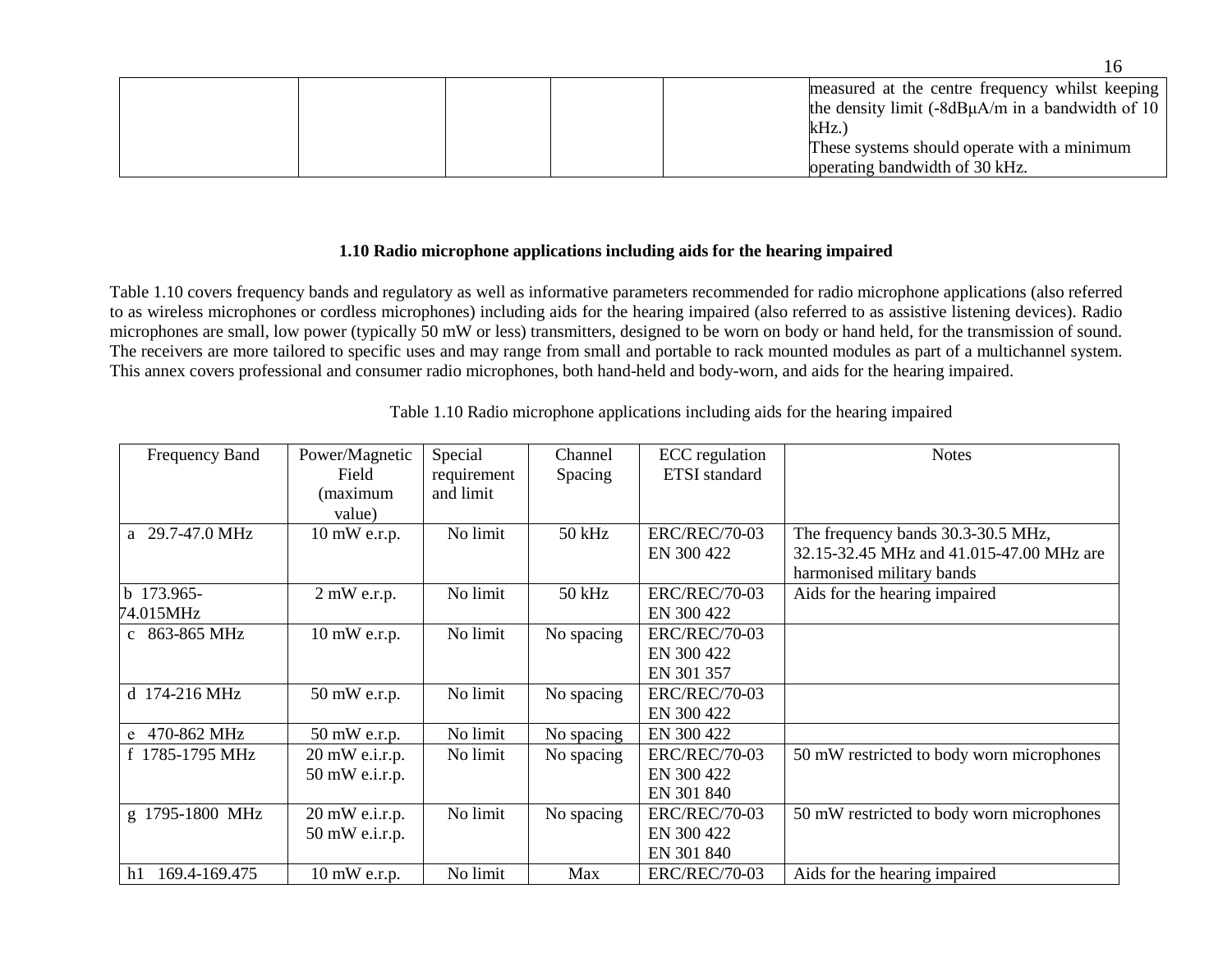| | | | | | |
|---|---|---|---|---|---|
| | | | | | measured at the centre frequency whilst keeping the density limit (-8dBμA/m in a bandwidth of 10 kHz.)<br>These systems should operate with a minimum operating bandwidth of 30 kHz. |

## 1.10 Radio microphone applications including aids for the hearing impaired

Table 1.10 covers frequency bands and regulatory as well as informative parameters recommended for radio microphone applications (also referred to as wireless microphones or cordless microphones) including aids for the hearing impaired (also referred to as assistive listening devices). Radio microphones are small, low power (typically 50 mW or less) transmitters, designed to be worn on body or hand held, for the transmission of sound. The receivers are more tailored to specific uses and may range from small and portable to rack mounted modules as part of a multichannel system. This annex covers professional and consumer radio microphones, both hand-held and body-worn, and aids for the hearing impaired.

Table 1.10 Radio microphone applications including aids for the hearing impaired

| Frequency Band | Power/Magnetic Field (maximum value) | Special requirement and limit | Channel Spacing | ECC regulation ETSI standard | Notes |
|---|---|---|---|---|---|
| a 29.7-47.0 MHz | 10 mW e.r.p. | No limit | 50 kHz | ERC/REC/70-03<br>EN 300 422 | The frequency bands 30.3-30.5 MHz, 32.15-32.45 MHz and 41.015-47.00 MHz are harmonised military bands |
| b 173.965-174.015MHz | 2 mW e.r.p. | No limit | 50 kHz | ERC/REC/70-03<br>EN 300 422 | Aids for the hearing impaired |
| c 863-865 MHz | 10 mW e.r.p. | No limit | No spacing | ERC/REC/70-03<br>EN 300 422<br>EN 301 357 | |
| d 174-216 MHz | 50 mW e.r.p. | No limit | No spacing | ERC/REC/70-03<br>EN 300 422 | |
| e 470-862 MHz | 50 mW e.r.p. | No limit | No spacing | EN 300 422 | |
| f 1785-1795 MHz | 20 mW e.i.r.p.<br>50 mW e.i.r.p. | No limit | No spacing | ERC/REC/70-03<br>EN 300 422<br>EN 301 840 | 50 mW restricted to body worn microphones |
| g 1795-1800 MHz | 20 mW e.i.r.p.<br>50 mW e.i.r.p. | No limit | No spacing | ERC/REC/70-03<br>EN 300 422<br>EN 301 840 | 50 mW restricted to body worn microphones |
| h1 169.4-169.475 | 10 mW e.r.p. | No limit | Max | ERC/REC/70-03 | Aids for the hearing impaired |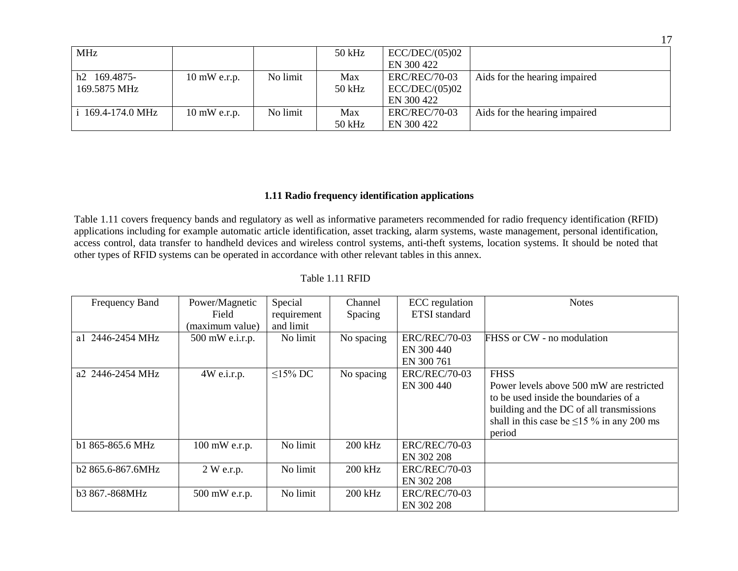| MHz | | | 50 kHz | ECC/DEC/(05)02<br>EN 300 422 | |
|---|---|---|---|---|---|
| h2 169.4875-169.5875 MHz | 10 mW e.r.p. | No limit | Max<br>50 kHz | ERC/REC/70-03<br>ECC/DEC/(05)02<br>EN 300 422 | Aids for the hearing impaired |
| i 169.4-174.0 MHz | 10 mW e.r.p. | No limit | Max<br>50 kHz | ERC/REC/70-03<br>EN 300 422 | Aids for the hearing impaired |

### 1.11 Radio frequency identification applications

Table 1.11 covers frequency bands and regulatory as well as informative parameters recommended for radio frequency identification (RFID) applications including for example automatic article identification, asset tracking, alarm systems, waste management, personal identification, access control, data transfer to handheld devices and wireless control systems, anti-theft systems, location systems. It should be noted that other types of RFID systems can be operated in accordance with other relevant tables in this annex.

Table 1.11 RFID

| Frequency Band | Power/Magnetic Field (maximum value) | Special requirement and limit | Channel Spacing | ECC regulation ETSI standard | Notes |
|---|---|---|---|---|---|
| a1 2446-2454 MHz | 500 mW e.i.r.p. | No limit | No spacing | ERC/REC/70-03<br>EN 300 440<br>EN 300 761 | FHSS or CW - no modulation |
| a2 2446-2454 MHz | 4W e.i.r.p. | ≤15% DC | No spacing | ERC/REC/70-03<br>EN 300 440 | FHSS<br>Power levels above 500 mW are restricted to be used inside the boundaries of a building and the DC of all transmissions shall in this case be ≤15 % in any 200 ms period |
| b1 865-865.6 MHz | 100 mW e.r.p. | No limit | 200 kHz | ERC/REC/70-03<br>EN 302 208 | |
| b2 865.6-867.6MHz | 2 W e.r.p. | No limit | 200 kHz | ERC/REC/70-03<br>EN 302 208 | |
| b3 867.-868MHz | 500 mW e.r.p. | No limit | 200 kHz | ERC/REC/70-03<br>EN 302 208 | |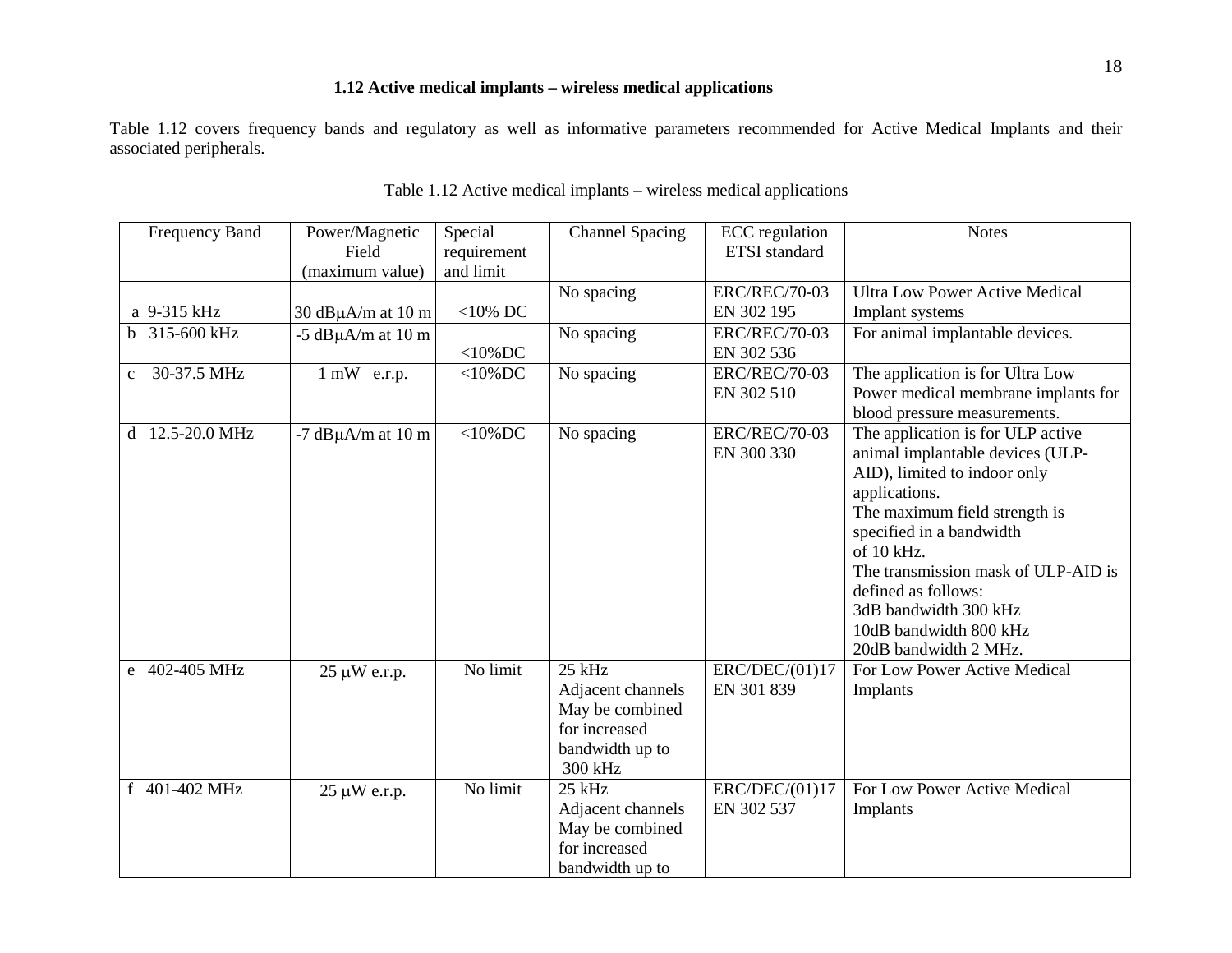### 1.12 Active medical implants – wireless medical applications

Table 1.12 covers frequency bands and regulatory as well as informative parameters recommended for Active Medical Implants and their associated peripherals.

Table 1.12 Active medical implants – wireless medical applications

| Frequency Band | Power/Magnetic Field (maximum value) | Special requirement and limit | Channel Spacing | ECC regulation ETSI standard | Notes |
|---|---|---|---|---|---|
| a 9-315 kHz | 30 dBμA/m at 10 m | <10% DC | No spacing | ERC/REC/70-03 EN 302 195 | Ultra Low Power Active Medical Implant systems |
| b 315-600 kHz | -5 dBμA/m at 10 m | <10%DC | No spacing | ERC/REC/70-03 EN 302 536 | For animal implantable devices. |
| c 30-37.5 MHz | 1 mW e.r.p. | <10%DC | No spacing | ERC/REC/70-03 EN 302 510 | The application is for Ultra Low Power medical membrane implants for blood pressure measurements. |
| d 12.5-20.0 MHz | -7 dBμA/m at 10 m | <10%DC | No spacing | ERC/REC/70-03 EN 300 330 | The application is for ULP active animal implantable devices (ULP-AID), limited to indoor only applications. The maximum field strength is specified in a bandwidth of 10 kHz. The transmission mask of ULP-AID is defined as follows: 3dB bandwidth 300 kHz 10dB bandwidth 800 kHz 20dB bandwidth 2 MHz. |
| e 402-405 MHz | 25 μW e.r.p. | No limit | 25 kHz Adjacent channels May be combined for increased bandwidth up to 300 kHz | ERC/DEC/(01)17 EN 301 839 | For Low Power Active Medical Implants |
| f 401-402 MHz | 25 μW e.r.p. | No limit | 25 kHz Adjacent channels May be combined for increased bandwidth up to | ERC/DEC/(01)17 EN 302 537 | For Low Power Active Medical Implants |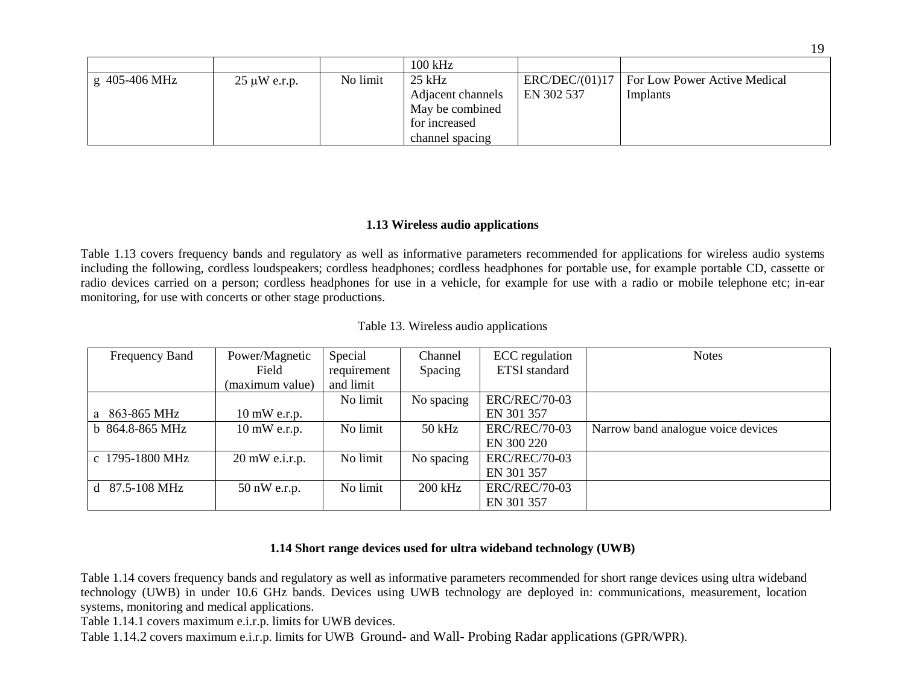| | | | 100 kHz | | |
|---|---|---|---|---|---|
| g 405-406 MHz | 25 μW e.r.p. | No limit | 25 kHz Adjacent channels May be combined for increased channel spacing | ERC/DEC/(01)17 EN 302 537 | For Low Power Active Medical Implants |

## 1.13 Wireless audio applications

Table 1.13 covers frequency bands and regulatory as well as informative parameters recommended for applications for wireless audio systems including the following, cordless loudspeakers; cordless headphones; cordless headphones for portable use, for example portable CD, cassette or radio devices carried on a person; cordless headphones for use in a vehicle, for example for use with a radio or mobile telephone etc; in-ear monitoring, for use with concerts or other stage productions.

Table 13. Wireless audio applications

| Frequency Band | Power/Magnetic Field (maximum value) | Special requirement and limit | Channel Spacing | ECC regulation ETSI standard | Notes |
|---|---|---|---|---|---|
| a 863-865 MHz | 10 mW e.r.p. | No limit | No spacing | ERC/REC/70-03 EN 301 357 | |
| b 864.8-865 MHz | 10 mW e.r.p. | No limit | 50 kHz | ERC/REC/70-03 EN 300 220 | Narrow band analogue voice devices |
| c 1795-1800 MHz | 20 mW e.i.r.p. | No limit | No spacing | ERC/REC/70-03 EN 301 357 | |
| d 87.5-108 MHz | 50 nW e.r.p. | No limit | 200 kHz | ERC/REC/70-03 EN 301 357 | |

## 1.14 Short range devices used for ultra wideband technology (UWB)

Table 1.14 covers frequency bands and regulatory as well as informative parameters recommended for short range devices using ultra wideband technology (UWB) in under 10.6 GHz bands. Devices using UWB technology are deployed in: communications, measurement, location systems, monitoring and medical applications.

Table 1.14.1 covers maximum e.i.r.p. limits for UWB devices.

Table 1.14.2 covers maximum e.i.r.p. limits for UWB Ground- and Wall- Probing Radar applications (GPR/WPR).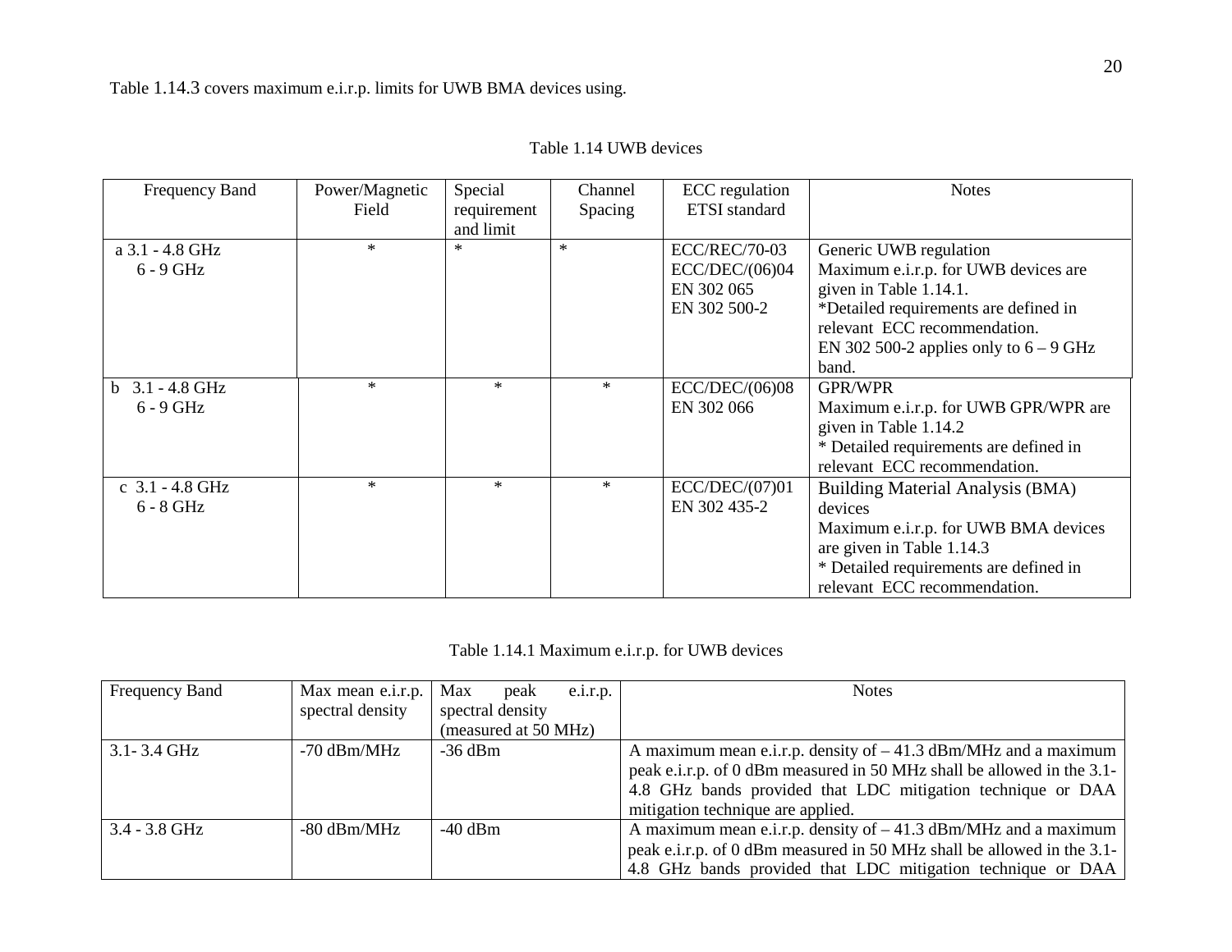Table 1.14.3 covers maximum e.i.r.p. limits for UWB BMA devices using.

Table 1.14 UWB devices

| Frequency Band | Power/Magnetic Field | Special requirement and limit | Channel Spacing | ECC regulation ETSI standard | Notes |
|---|---|---|---|---|---|
| a 3.1 - 4.8 GHz<br>6 - 9 GHz | * | * | * | ECC/REC/70-03<br>ECC/DEC/(06)04<br>EN 302 065<br>EN 302 500-2 | Generic UWB regulation<br>Maximum e.i.r.p. for UWB devices are given in Table 1.14.1.<br>*Detailed requirements are defined in relevant ECC recommendation.<br>EN 302 500-2 applies only to 6 – 9 GHz band. |
| b 3.1 - 4.8 GHz<br>6 - 9 GHz | * | * | * | ECC/DEC/(06)08<br>EN 302 066 | GPR/WPR<br>Maximum e.i.r.p. for UWB GPR/WPR are given in Table 1.14.2<br>* Detailed requirements are defined in relevant ECC recommendation. |
| c 3.1 - 4.8 GHz<br>6 - 8 GHz | * | * | * | ECC/DEC/(07)01<br>EN 302 435-2 | Building Material Analysis (BMA) devices<br>Maximum e.i.r.p. for UWB BMA devices are given in Table 1.14.3<br>* Detailed requirements are defined in relevant ECC recommendation. |

Table 1.14.1 Maximum e.i.r.p. for UWB devices

| Frequency Band | Max mean e.i.r.p. spectral density | Max peak e.i.r.p. spectral density (measured at 50 MHz) | Notes |
|---|---|---|---|
| 3.1- 3.4 GHz | -70 dBm/MHz | -36 dBm | A maximum mean e.i.r.p. density of – 41.3 dBm/MHz and a maximum peak e.i.r.p. of 0 dBm measured in 50 MHz shall be allowed in the 3.1-4.8 GHz bands provided that LDC mitigation technique or DAA mitigation technique are applied. |
| 3.4 - 3.8 GHz | -80 dBm/MHz | -40 dBm | A maximum mean e.i.r.p. density of – 41.3 dBm/MHz and a maximum peak e.i.r.p. of 0 dBm measured in 50 MHz shall be allowed in the 3.1-4.8 GHz bands provided that LDC mitigation technique or DAA |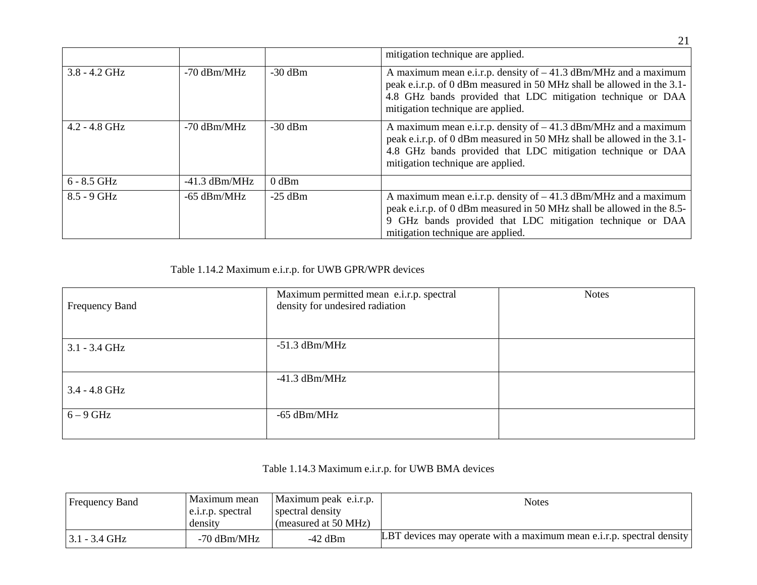| | | | mitigation technique are applied. |
|---|---|---|---|
| 3.8 - 4.2 GHz | -70 dBm/MHz | -30 dBm | A maximum mean e.i.r.p. density of – 41.3 dBm/MHz and a maximum peak e.i.r.p. of 0 dBm measured in 50 MHz shall be allowed in the 3.1-4.8 GHz bands provided that LDC mitigation technique or DAA mitigation technique are applied. |
| 4.2 - 4.8 GHz | -70 dBm/MHz | -30 dBm | A maximum mean e.i.r.p. density of – 41.3 dBm/MHz and a maximum peak e.i.r.p. of 0 dBm measured in 50 MHz shall be allowed in the 3.1-4.8 GHz bands provided that LDC mitigation technique or DAA mitigation technique are applied. |
| 6 - 8.5 GHz | -41.3 dBm/MHz | 0 dBm | |
| 8.5 - 9 GHz | -65 dBm/MHz | -25 dBm | A maximum mean e.i.r.p. density of – 41.3 dBm/MHz and a maximum peak e.i.r.p. of 0 dBm measured in 50 MHz shall be allowed in the 8.5-9 GHz bands provided that LDC mitigation technique or DAA mitigation technique are applied. |

Table 1.14.2 Maximum e.i.r.p. for UWB GPR/WPR devices

| Frequency Band | Maximum permitted mean e.i.r.p. spectral density for undesired radiation | Notes |
|---|---|---|
| 3.1 - 3.4 GHz | -51.3 dBm/MHz | |
| 3.4 - 4.8 GHz | -41.3 dBm/MHz | |
| 6 – 9 GHz | -65 dBm/MHz | |

Table 1.14.3 Maximum e.i.r.p. for UWB BMA devices

| Frequency Band | Maximum mean e.i.r.p. spectral density | Maximum peak e.i.r.p. spectral density (measured at 50 MHz) | Notes |
|---|---|---|---|
| 3.1 - 3.4 GHz | -70 dBm/MHz | -42 dBm | LBT devices may operate with a maximum mean e.i.r.p. spectral density |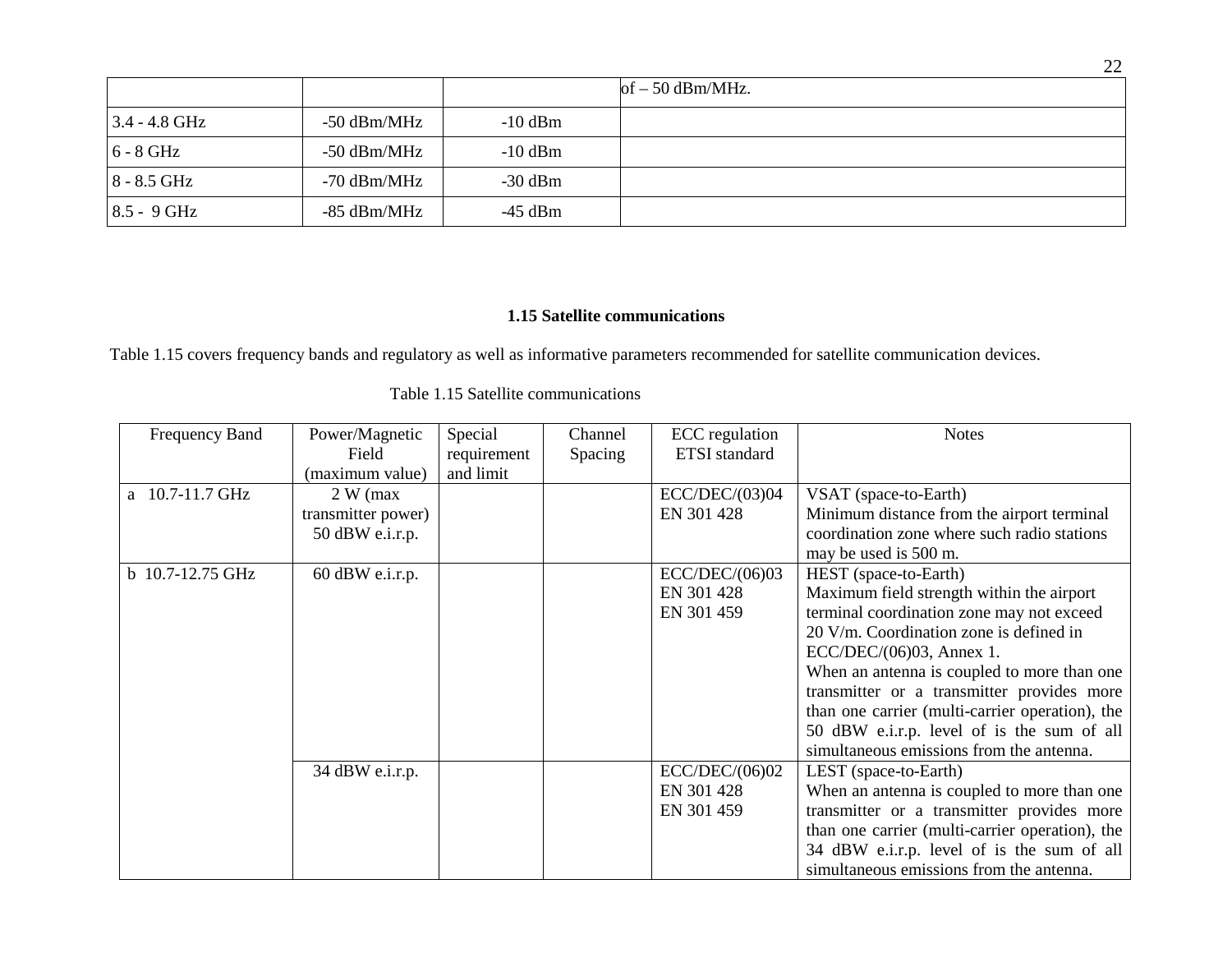|  |  |  | of – 50 dBm/MHz. |
|---|---|---|---|
| 3.4 - 4.8 GHz | -50 dBm/MHz | -10 dBm |  |
| 6 - 8 GHz | -50 dBm/MHz | -10 dBm |  |
| 8 - 8.5 GHz | -70 dBm/MHz | -30 dBm |  |
| 8.5 - 9 GHz | -85 dBm/MHz | -45 dBm |  |

### 1.15 Satellite communications

Table 1.15 covers frequency bands and regulatory as well as informative parameters recommended for satellite communication devices.

Table 1.15 Satellite communications

| Frequency Band | Power/Magnetic Field (maximum value) | Special requirement and limit | Channel Spacing | ECC regulation ETSI standard | Notes |
|---|---|---|---|---|---|
| a 10.7-11.7 GHz | 2 W (max transmitter power) 50 dBW e.i.r.p. |  |  | ECC/DEC/(03)04 EN 301 428 | VSAT (space-to-Earth) Minimum distance from the airport terminal coordination zone where such radio stations may be used is 500 m. |
| b 10.7-12.75 GHz | 60 dBW e.i.r.p. |  |  | ECC/DEC/(06)03 EN 301 428 EN 301 459 | HEST (space-to-Earth) Maximum field strength within the airport terminal coordination zone may not exceed 20 V/m. Coordination zone is defined in ECC/DEC/(06)03, Annex 1. When an antenna is coupled to more than one transmitter or a transmitter provides more than one carrier (multi-carrier operation), the 50 dBW e.i.r.p. level of is the sum of all simultaneous emissions from the antenna. |
|  | 34 dBW e.i.r.p. |  |  | ECC/DEC/(06)02 EN 301 428 EN 301 459 | LEST (space-to-Earth) When an antenna is coupled to more than one transmitter or a transmitter provides more than one carrier (multi-carrier operation), the 34 dBW e.i.r.p. level of is the sum of all simultaneous emissions from the antenna. |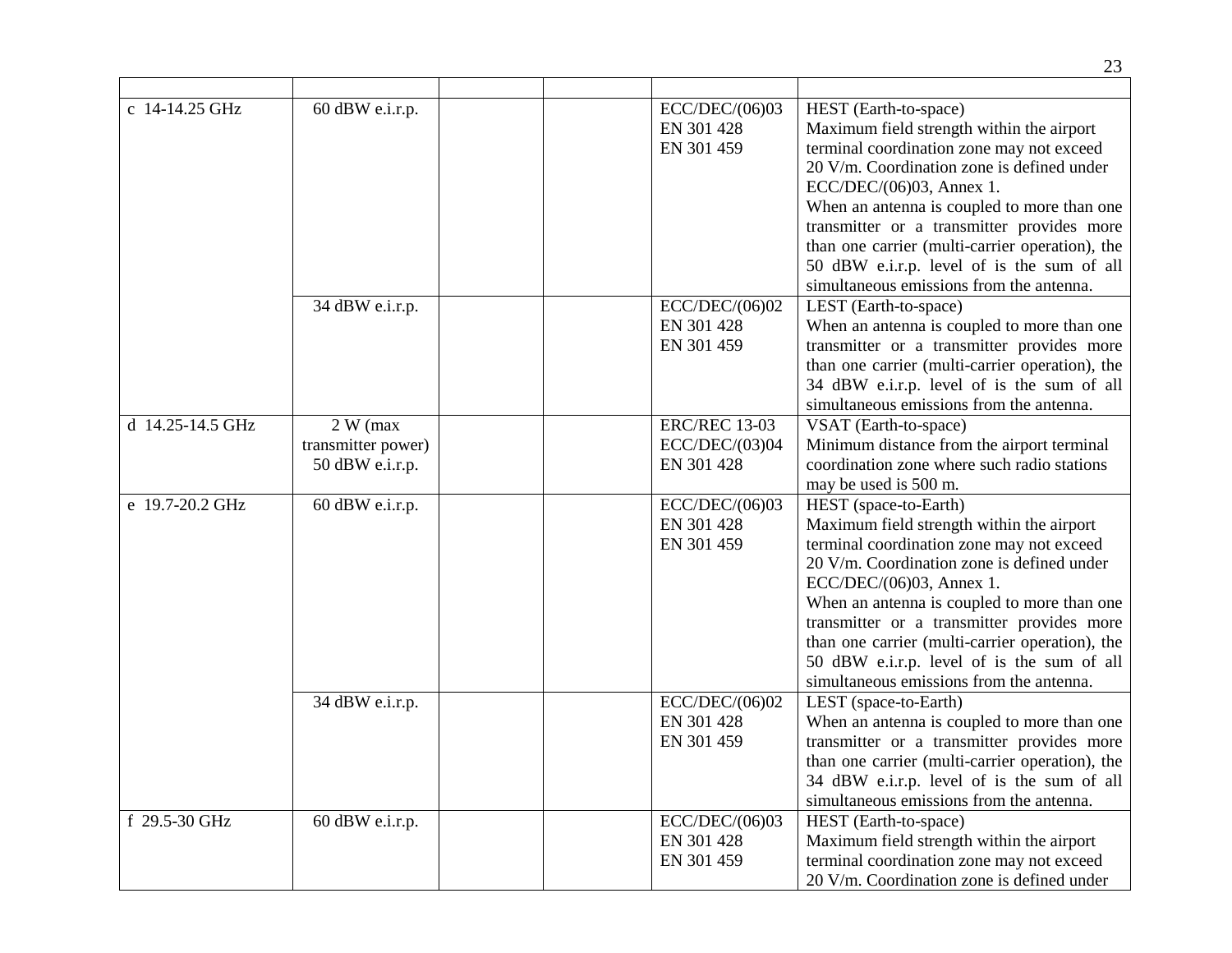| | | | | | |
|---|---|---|---|---|---|
| c 14-14.25 GHz | 60 dBW e.i.r.p. | | | ECC/DEC/(06)03<br>EN 301 428<br>EN 301 459 | HEST (Earth-to-space)<br>Maximum field strength within the airport terminal coordination zone may not exceed 20 V/m. Coordination zone is defined under ECC/DEC/(06)03, Annex 1.<br>When an antenna is coupled to more than one transmitter or a transmitter provides more than one carrier (multi-carrier operation), the 50 dBW e.i.r.p. level of is the sum of all simultaneous emissions from the antenna. |
| | 34 dBW e.i.r.p. | | | ECC/DEC/(06)02<br>EN 301 428<br>EN 301 459 | LEST (Earth-to-space)<br>When an antenna is coupled to more than one transmitter or a transmitter provides more than one carrier (multi-carrier operation), the 34 dBW e.i.r.p. level of is the sum of all simultaneous emissions from the antenna. |
| d 14.25-14.5 GHz | 2 W (max transmitter power)<br>50 dBW e.i.r.p. | | | ERC/REC 13-03<br>ECC/DEC/(03)04<br>EN 301 428 | VSAT (Earth-to-space)<br>Minimum distance from the airport terminal coordination zone where such radio stations may be used is 500 m. |
| e 19.7-20.2 GHz | 60 dBW e.i.r.p. | | | ECC/DEC/(06)03<br>EN 301 428<br>EN 301 459 | HEST (space-to-Earth)<br>Maximum field strength within the airport terminal coordination zone may not exceed 20 V/m. Coordination zone is defined under ECC/DEC/(06)03, Annex 1.<br>When an antenna is coupled to more than one transmitter or a transmitter provides more than one carrier (multi-carrier operation), the 50 dBW e.i.r.p. level of is the sum of all simultaneous emissions from the antenna. |
| | 34 dBW e.i.r.p. | | | ECC/DEC/(06)02<br>EN 301 428<br>EN 301 459 | LEST (space-to-Earth)<br>When an antenna is coupled to more than one transmitter or a transmitter provides more than one carrier (multi-carrier operation), the 34 dBW e.i.r.p. level of is the sum of all simultaneous emissions from the antenna. |
| f 29.5-30 GHz | 60 dBW e.i.r.p. | | | ECC/DEC/(06)03<br>EN 301 428<br>EN 301 459 | HEST (Earth-to-space)<br>Maximum field strength within the airport terminal coordination zone may not exceed 20 V/m. Coordination zone is defined under |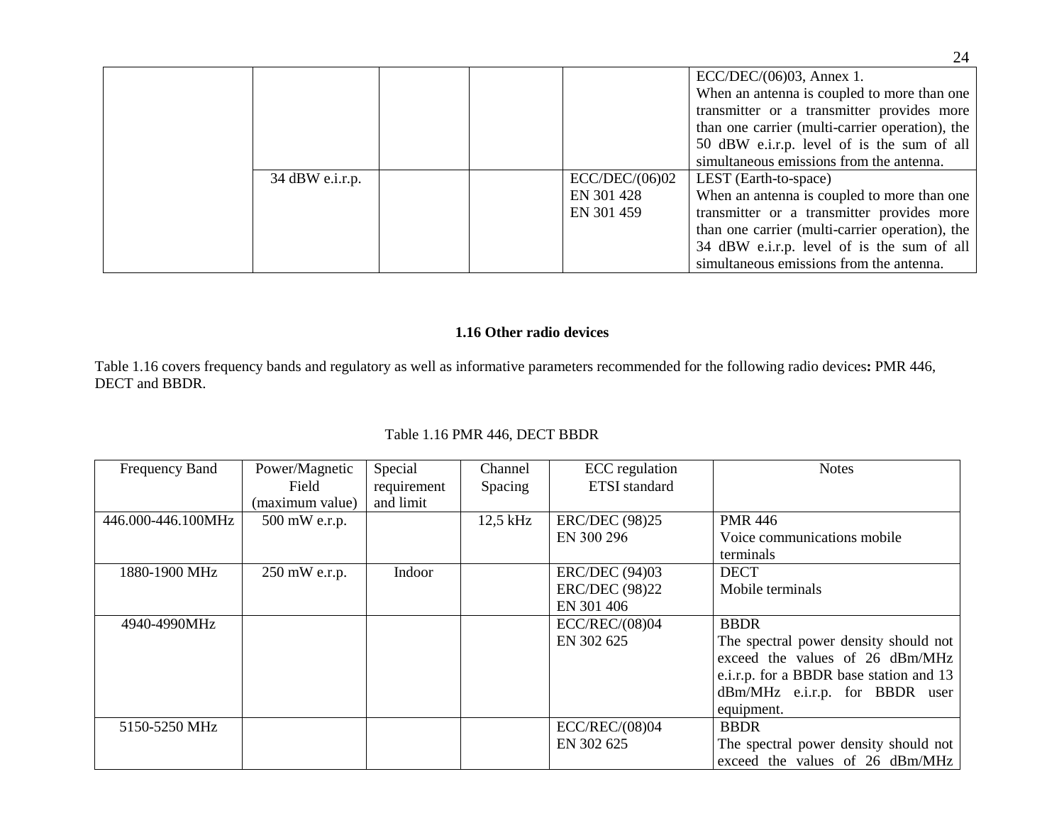|  |  |  |  |  | ECC/DEC/(06)03, Annex 1.<br>When an antenna is coupled to more than one transmitter or a transmitter provides more than one carrier (multi-carrier operation), the 50 dBW e.i.r.p. level of is the sum of all simultaneous emissions from the antenna. |
|---|---|---|---|---|---|
|  | 34 dBW e.i.r.p. |  |  | ECC/DEC/(06)02<br>EN 301 428<br>EN 301 459 | LEST (Earth-to-space)<br>When an antenna is coupled to more than one transmitter or a transmitter provides more than one carrier (multi-carrier operation), the 34 dBW e.i.r.p. level of is the sum of all simultaneous emissions from the antenna. |

### 1.16 Other radio devices

Table 1.16 covers frequency bands and regulatory as well as informative parameters recommended for the following radio devices**:** PMR 446, DECT and BBDR.

Table 1.16 PMR 446, DECT BBDR

| Frequency Band | Power/Magnetic Field (maximum value) | Special requirement and limit | Channel Spacing | ECC regulation ETSI standard | Notes |
|---|---|---|---|---|---|
| 446.000-446.100MHz | 500 mW e.r.p. |  | 12,5 kHz | ERC/DEC (98)25<br>EN 300 296 | PMR 446<br>Voice communications mobile terminals |
| 1880-1900 MHz | 250 mW e.r.p. | Indoor |  | ERC/DEC (94)03<br>ERC/DEC (98)22<br>EN 301 406 | DECT<br>Mobile terminals |
| 4940-4990MHz |  |  |  | ECC/REC/(08)04<br>EN 302 625 | BBDR<br>The spectral power density should not exceed the values of 26 dBm/MHz e.i.r.p. for a BBDR base station and 13 dBm/MHz e.i.r.p. for BBDR user equipment. |
| 5150-5250 MHz |  |  |  | ECC/REC/(08)04<br>EN 302 625 | BBDR<br>The spectral power density should not exceed the values of 26 dBm/MHz |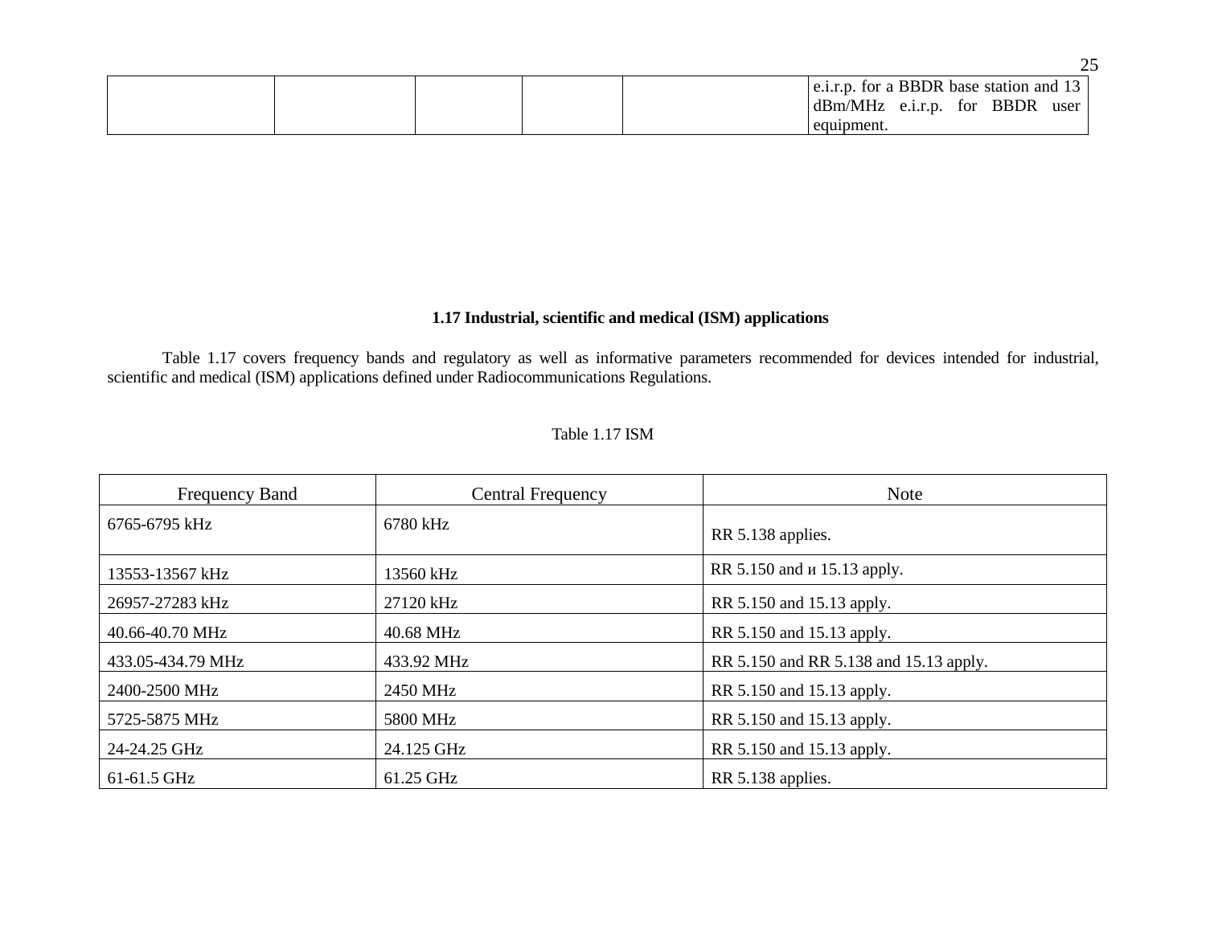|  |  |  |  |  | e.i.r.p. for a BBDR base station and 13 dBm/MHz e.i.r.p. for BBDR user equipment. |
|---|---|---|---|---|---|

### 1.17 Industrial, scientific and medical (ISM) applications

Table 1.17 covers frequency bands and regulatory as well as informative parameters recommended for devices intended for industrial, scientific and medical (ISM) applications defined under Radiocommunications Regulations.

Table 1.17 ISM

| Frequency Band | Central Frequency | Note |
|---|---|---|
| 6765-6795 kHz | 6780 kHz | RR 5.138 applies. |
| 13553-13567 kHz | 13560 kHz | RR 5.150 and и 15.13 apply. |
| 26957-27283 kHz | 27120 kHz | RR 5.150 and 15.13 apply. |
| 40.66-40.70 MHz | 40.68 MHz | RR 5.150 and 15.13 apply. |
| 433.05-434.79 MHz | 433.92 MHz | RR 5.150 and RR 5.138 and 15.13 apply. |
| 2400-2500 MHz | 2450 MHz | RR 5.150 and 15.13 apply. |
| 5725-5875 MHz | 5800 MHz | RR 5.150 and 15.13 apply. |
| 24-24.25 GHz | 24.125 GHz | RR 5.150 and 15.13 apply. |
| 61-61.5 GHz | 61.25 GHz | RR 5.138 applies. |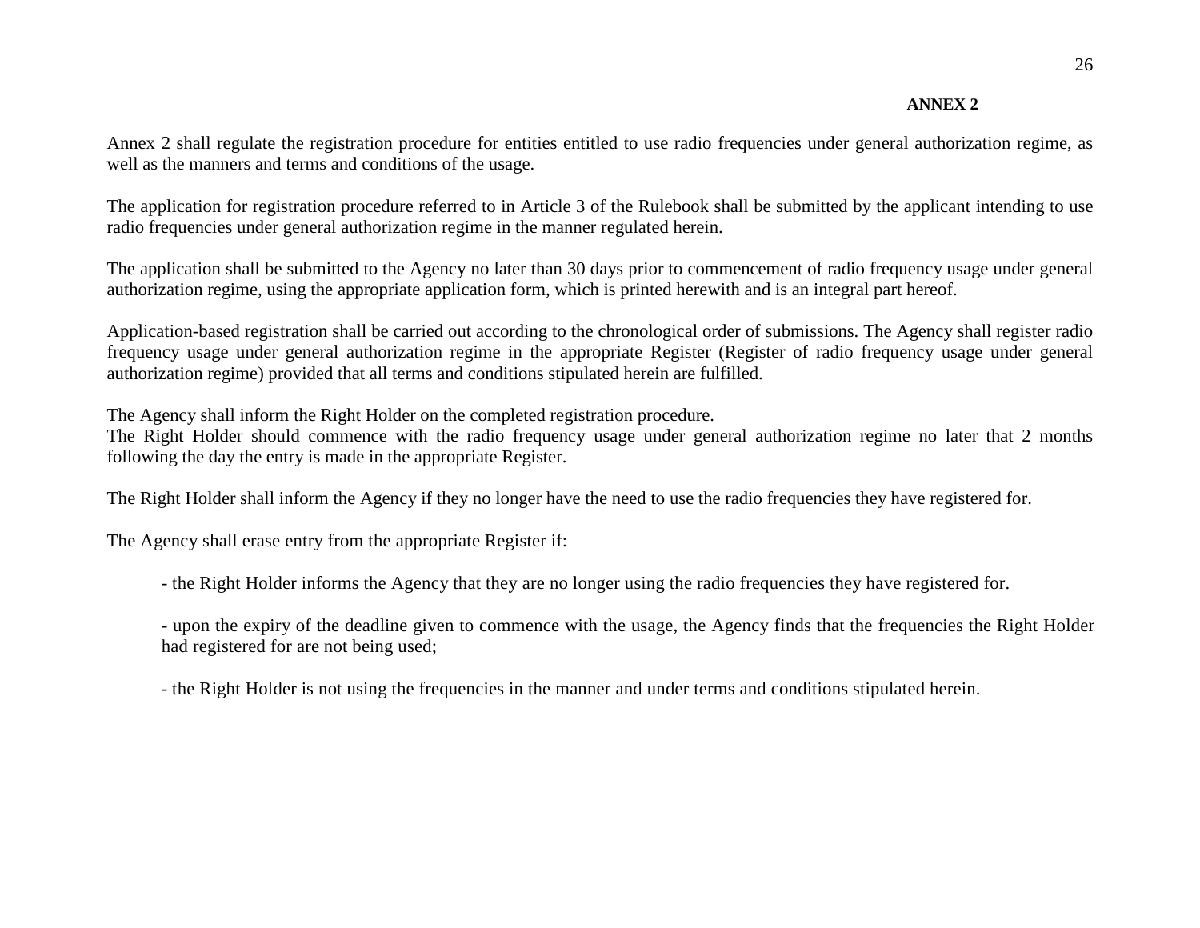**ANNEX 2**

Annex 2 shall regulate the registration procedure for entities entitled to use radio frequencies under general authorization regime, as well as the manners and terms and conditions of the usage.

The application for registration procedure referred to in Article 3 of the Rulebook shall be submitted by the applicant intending to use radio frequencies under general authorization regime in the manner regulated herein.

The application shall be submitted to the Agency no later than 30 days prior to commencement of radio frequency usage under general authorization regime, using the appropriate application form, which is printed herewith and is an integral part hereof.

Application-based registration shall be carried out according to the chronological order of submissions. The Agency shall register radio frequency usage under general authorization regime in the appropriate Register (Register of radio frequency usage under general authorization regime) provided that all terms and conditions stipulated herein are fulfilled.

The Agency shall inform the Right Holder on the completed registration procedure.
The Right Holder should commence with the radio frequency usage under general authorization regime no later that 2 months following the day the entry is made in the appropriate Register.

The Right Holder shall inform the Agency if they no longer have the need to use the radio frequencies they have registered for.

The Agency shall erase entry from the appropriate Register if:

- the Right Holder informs the Agency that they are no longer using the radio frequencies they have registered for.

- upon the expiry of the deadline given to commence with the usage, the Agency finds that the frequencies the Right Holder had registered for are not being used;

- the Right Holder is not using the frequencies in the manner and under terms and conditions stipulated herein.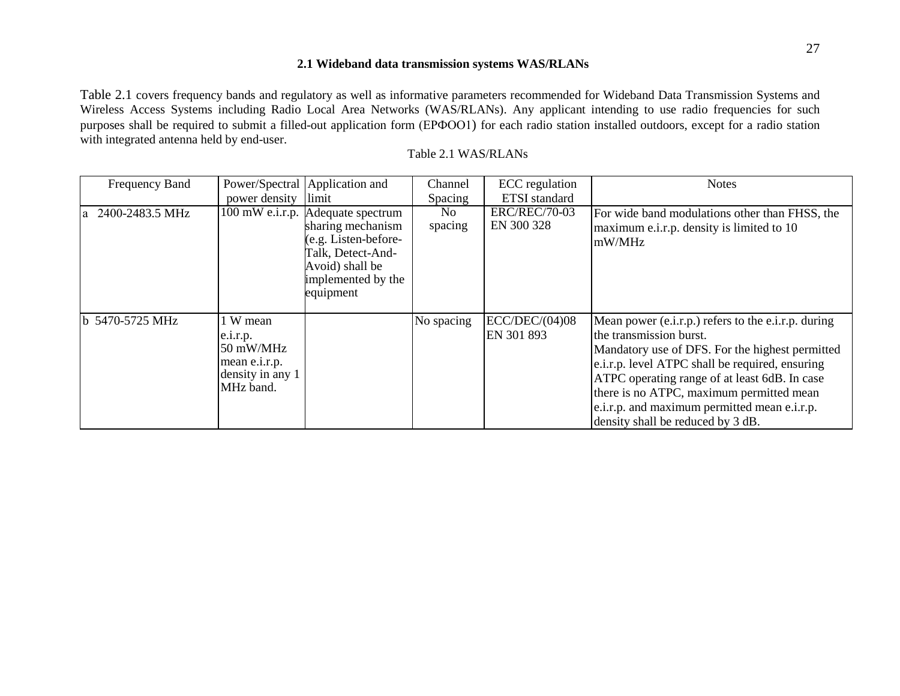## 2.1 Wideband data transmission systems WAS/RLANs

Table 2.1 covers frequency bands and regulatory as well as informative parameters recommended for Wideband Data Transmission Systems and Wireless Access Systems including Radio Local Area Networks (WAS/RLANs). Any applicant intending to use radio frequencies for such purposes shall be required to submit a filled-out application form (ЕРФОО1) for each radio station installed outdoors, except for a radio station with integrated antenna held by end-user.

Table 2.1 WAS/RLANs

| Frequency Band | Power/Spectral power density | Application and limit | Channel Spacing | ECC regulation ETSI standard | Notes |
|---|---|---|---|---|---|
| a 2400-2483.5 MHz | 100 mW e.i.r.p. | Adequate spectrum sharing mechanism (e.g. Listen-before-Talk, Detect-And-Avoid) shall be implemented by the equipment | No spacing | ERC/REC/70-03 EN 300 328 | For wide band modulations other than FHSS, the maximum e.i.r.p. density is limited to 10 mW/MHz |
| b 5470-5725 MHz | 1 W mean e.i.r.p. 50 mW/MHz mean e.i.r.p. density in any 1 MHz band. | | No spacing | ECC/DEC/(04)08 EN 301 893 | Mean power (e.i.r.p.) refers to the e.i.r.p. during the transmission burst. Mandatory use of DFS. For the highest permitted e.i.r.p. level ATPC shall be required, ensuring ATPC operating range of at least 6dB. In case there is no ATPC, maximum permitted mean e.i.r.p. and maximum permitted mean e.i.r.p. density shall be reduced by 3 dB. |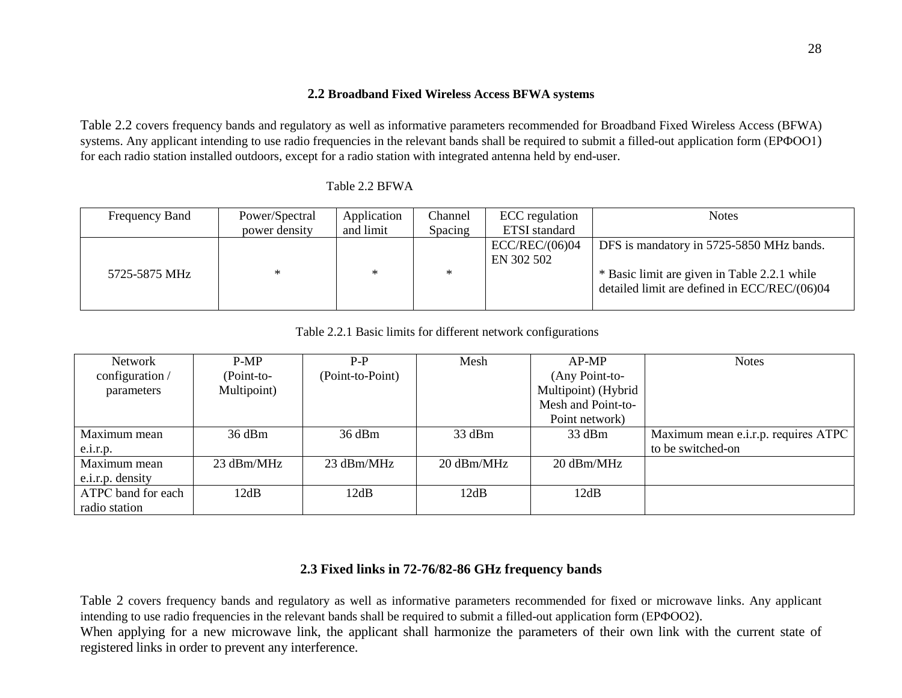## 2.2 Broadband Fixed Wireless Access BFWA systems

Table 2.2 covers frequency bands and regulatory as well as informative parameters recommended for Broadband Fixed Wireless Access (BFWA) systems. Any applicant intending to use radio frequencies in the relevant bands shall be required to submit a filled-out application form (ЕРФОО1) for each radio station installed outdoors, except for a radio station with integrated antenna held by end-user.

Table 2.2 BFWA

| Frequency Band | Power/Spectral power density | Application and limit | Channel Spacing | ECC regulation ETSI standard | Notes |
|---|---|---|---|---|---|
| 5725-5875 MHz | * | * | * | ECC/REC/(06)04 EN 302 502 | DFS is mandatory in 5725-5850 MHz bands. * Basic limit are given in Table 2.2.1 while detailed limit are defined in ECC/REC/(06)04 |

Table 2.2.1 Basic limits for different network configurations

| Network configuration / parameters | P-MP (Point-to-Multipoint) | P-P (Point-to-Point) | Mesh | AP-MP (Any Point-to-Multipoint) (Hybrid Mesh and Point-to-Point network) | Notes |
|---|---|---|---|---|---|
| Maximum mean e.i.r.p. | 36 dBm | 36 dBm | 33 dBm | 33 dBm | Maximum mean e.i.r.p. requires ATPC to be switched-on |
| Maximum mean e.i.r.p. density | 23 dBm/MHz | 23 dBm/MHz | 20 dBm/MHz | 20 dBm/MHz | |
| ATPC band for each radio station | 12dB | 12dB | 12dB | 12dB | |

## 2.3 Fixed links in 72-76/82-86 GHz frequency bands

Table 2 covers frequency bands and regulatory as well as informative parameters recommended for fixed or microwave links. Any applicant intending to use radio frequencies in the relevant bands shall be required to submit a filled-out application form (ЕРФОО2).
When applying for a new microwave link, the applicant shall harmonize the parameters of their own link with the current state of registered links in order to prevent any interference.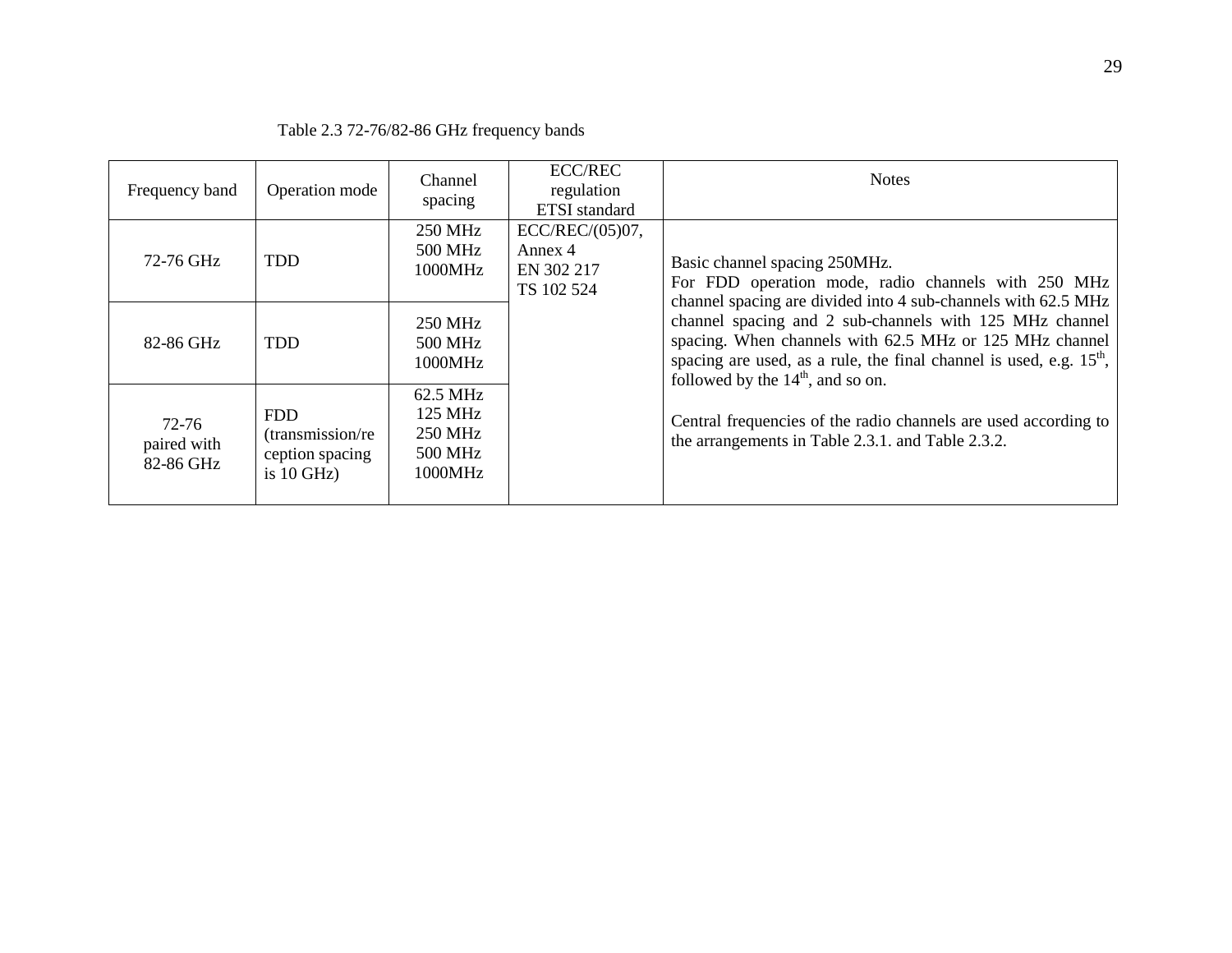Table 2.3 72-76/82-86 GHz frequency bands

| Frequency band | Operation mode | Channel spacing | ECC/REC regulation ETSI standard | Notes |
|---|---|---|---|---|
| 72-76 GHz | TDD | 250 MHz 500 MHz 1000MHz | ECC/REC/(05)07, Annex 4 EN 302 217 TS 102 524 | Basic channel spacing 250MHz. For FDD operation mode, radio channels with 250 MHz channel spacing are divided into 4 sub-channels with 62.5 MHz channel spacing and 2 sub-channels with 125 MHz channel spacing. When channels with 62.5 MHz or 125 MHz channel spacing are used, as a rule, the final channel is used, e.g. 15th, followed by the 14th, and so on. Central frequencies of the radio channels are used according to the arrangements in Table 2.3.1. and Table 2.3.2. |
| 82-86 GHz | TDD | 250 MHz 500 MHz 1000MHz | | |
| 72-76 paired with 82-86 GHz | FDD (transmission/reception spacing is 10 GHz) | 62.5 MHz 125 MHz 250 MHz 500 MHz 1000MHz | | |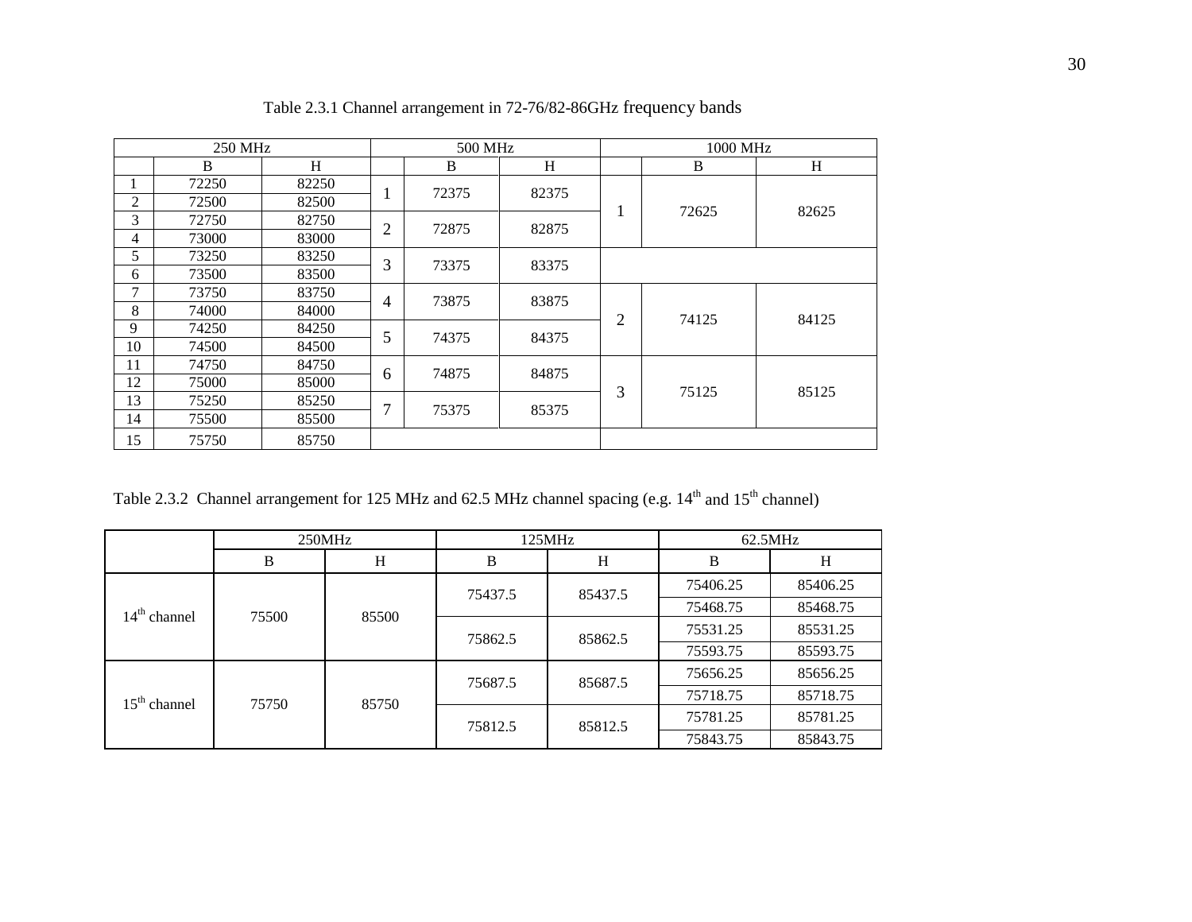Table 2.3.1 Channel arrangement in 72-76/82-86GHz frequency bands

| 250 MHz | | | 500 MHz | | | 1000 MHz | | |
|---|---|---|---|---|---|---|---|---|
| | B | H | | B | H | | B | H |
| 1 | 72250 | 82250 | 1 | 72375 | 82375 | 1 | 72625 | 82625 |
| 2 | 72500 | 82500 | | | | | | |
| 3 | 72750 | 82750 | 2 | 72875 | 82875 | | | |
| 4 | 73000 | 83000 | | | | | | |
| 5 | 73250 | 83250 | 3 | 73375 | 83375 | | | |
| 6 | 73500 | 83500 | | | | | | |
| 7 | 73750 | 83750 | 4 | 73875 | 83875 | 2 | 74125 | 84125 |
| 8 | 74000 | 84000 | | | | | | |
| 9 | 74250 | 84250 | 5 | 74375 | 84375 | | | |
| 10 | 74500 | 84500 | | | | | | |
| 11 | 74750 | 84750 | 6 | 74875 | 84875 | 3 | 75125 | 85125 |
| 12 | 75000 | 85000 | | | | | | |
| 13 | 75250 | 85250 | 7 | 75375 | 85375 | | | |
| 14 | 75500 | 85500 | | | | | | |
| 15 | 75750 | 85750 | | | | | | |

Table 2.3.2 Channel arrangement for 125 MHz and 62.5 MHz channel spacing (e.g. 14th and 15th channel)

| | 250MHz | | 125MHz | | 62.5MHz | |
|---|---|---|---|---|---|---|
| | B | H | B | H | B | H |
| 14th channel | 75500 | 85500 | 75437.5 | 85437.5 | 75406.25 | 85406.25 |
| | | | | | 75468.75 | 85468.75 |
| | | | 75862.5 | 85862.5 | 75531.25 | 85531.25 |
| | | | | | 75593.75 | 85593.75 |
| 15th channel | 75750 | 85750 | 75687.5 | 85687.5 | 75656.25 | 85656.25 |
| | | | | | 75718.75 | 85718.75 |
| | | | 75812.5 | 85812.5 | 75781.25 | 85781.25 |
| | | | | | 75843.75 | 85843.75 |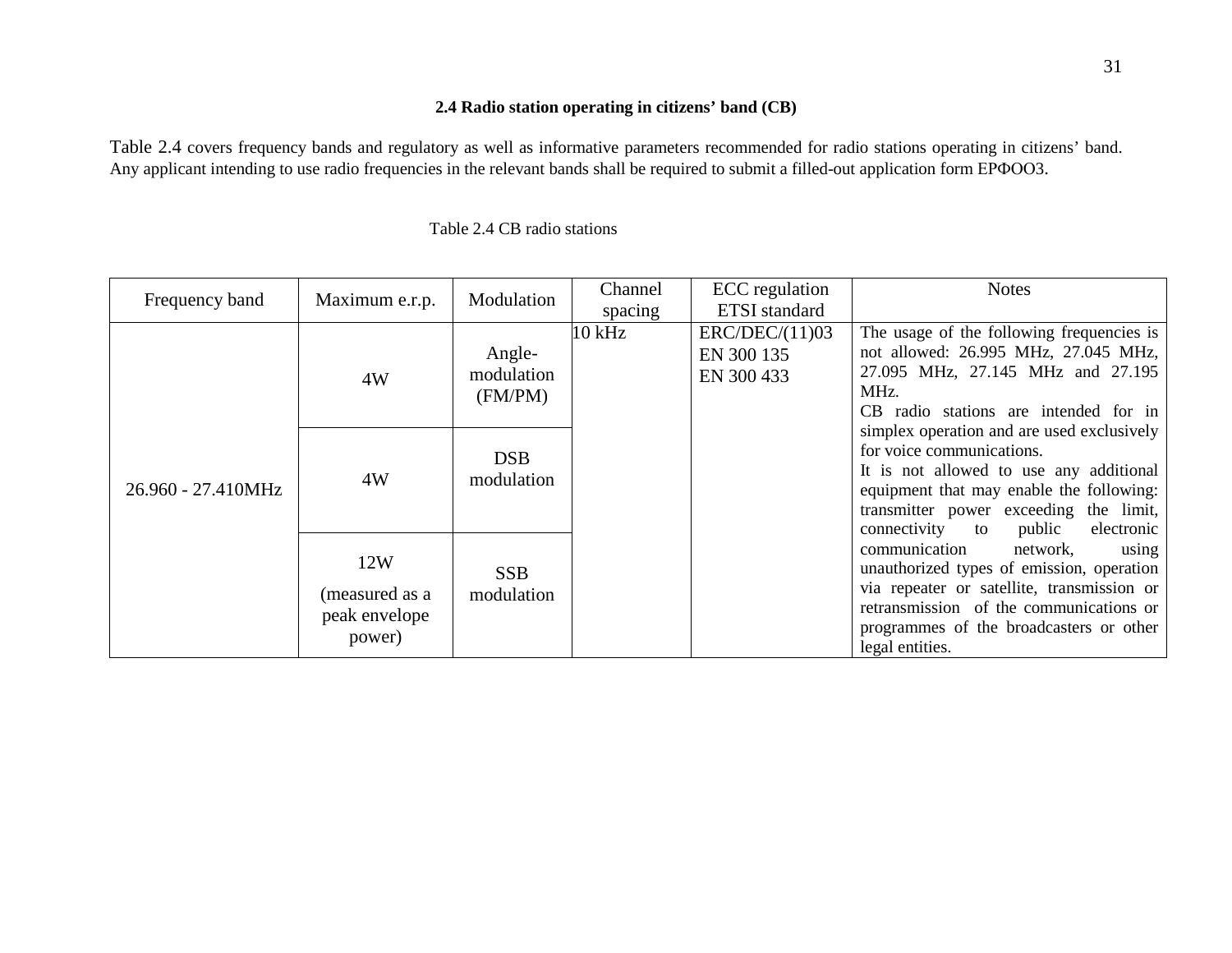### 2.4 Radio station operating in citizens' band (CB)

Table 2.4 covers frequency bands and regulatory as well as informative parameters recommended for radio stations operating in citizens' band. Any applicant intending to use radio frequencies in the relevant bands shall be required to submit a filled-out application form ЕРФОО3.

Table 2.4 CB radio stations

| Frequency band | Maximum e.r.p. | Modulation | Channel spacing | ECC regulation ETSI standard | Notes |
|---|---|---|---|---|---|
| 26.960 - 27.410MHz | 4W | Angle-modulation (FM/PM) | 10 kHz | ERC/DEC/(11)03<br>EN 300 135<br>EN 300 433 | The usage of the following frequencies is not allowed: 26.995 MHz, 27.045 MHz, 27.095 MHz, 27.145 MHz and 27.195 MHz.<br>CB radio stations are intended for in simplex operation and are used exclusively for voice communications.<br>It is not allowed to use any additional equipment that may enable the following: transmitter power exceeding the limit, connectivity to public electronic communication network, using unauthorized types of emission, operation via repeater or satellite, transmission or retransmission of the communications or programmes of the broadcasters or other legal entities. |
| | 4W | DSB modulation | | | |
| | 12W<br>(measured as a peak envelope power) | SSB modulation | | | |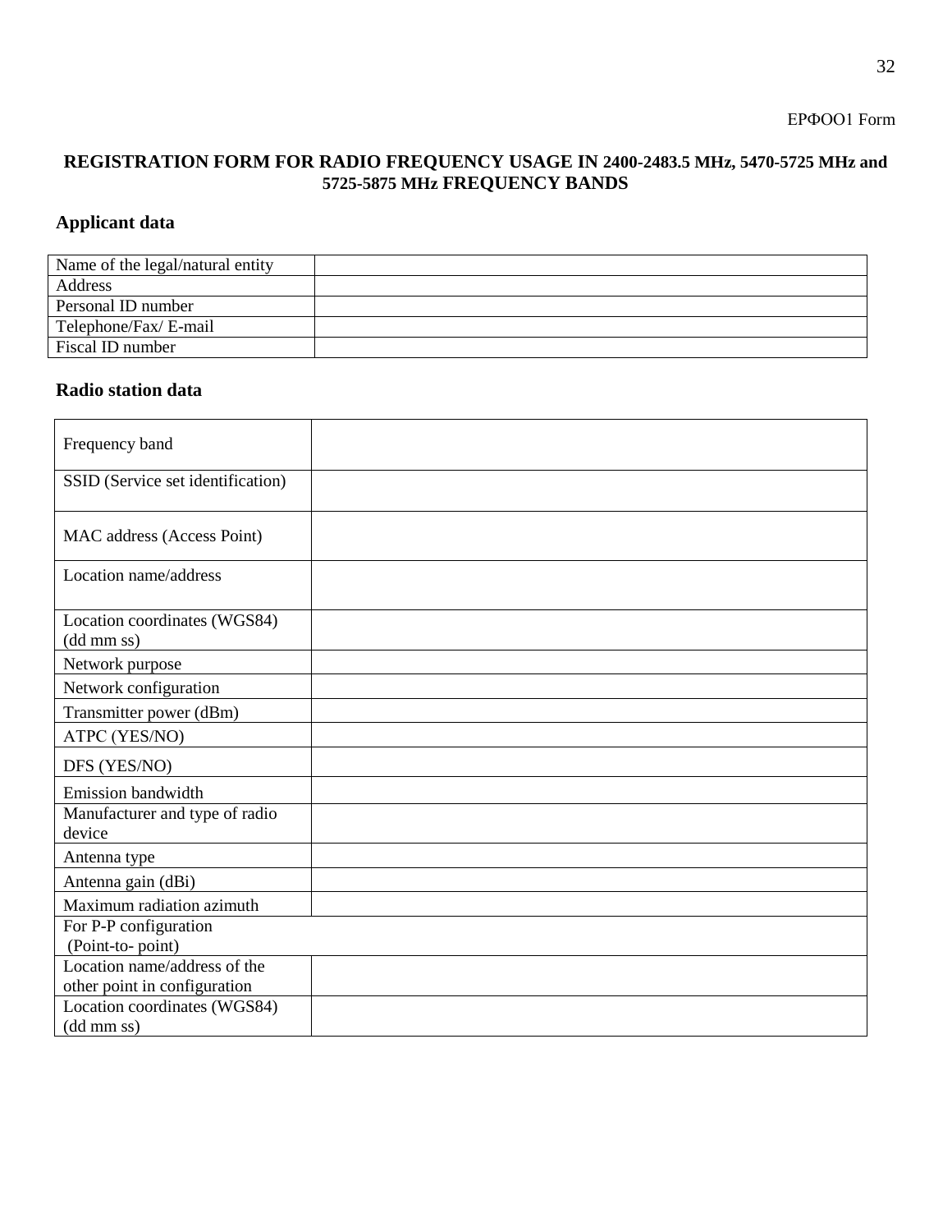ЕРФОО1 Form

# REGISTRATION FORM FOR RADIO FREQUENCY USAGE IN 2400-2483.5 MHz, 5470-5725 MHz and 5725-5875 MHz FREQUENCY BANDS

## Applicant data

| Name of the legal/natural entity | |
|---|---|
| Address | |
| Personal ID number | |
| Telephone/Fax/ E-mail | |
| Fiscal ID number | |

## Radio station data

| Frequency band | |
|---|---|
| SSID (Service set identification) | |
| MAC address (Access Point) | |
| Location name/address | |
| Location coordinates (WGS84) (dd mm ss) | |
| Network purpose | |
| Network configuration | |
| Transmitter power (dBm) | |
| ATPC (YES/NO) | |
| DFS (YES/NO) | |
| Emission bandwidth | |
| Manufacturer and type of radio device | |
| Antenna type | |
| Antenna gain (dBi) | |
| Maximum radiation azimuth | |
| For P-P configuration (Point-to- point) | |
| Location name/address of the other point in configuration | |
| Location coordinates (WGS84) (dd mm ss) | |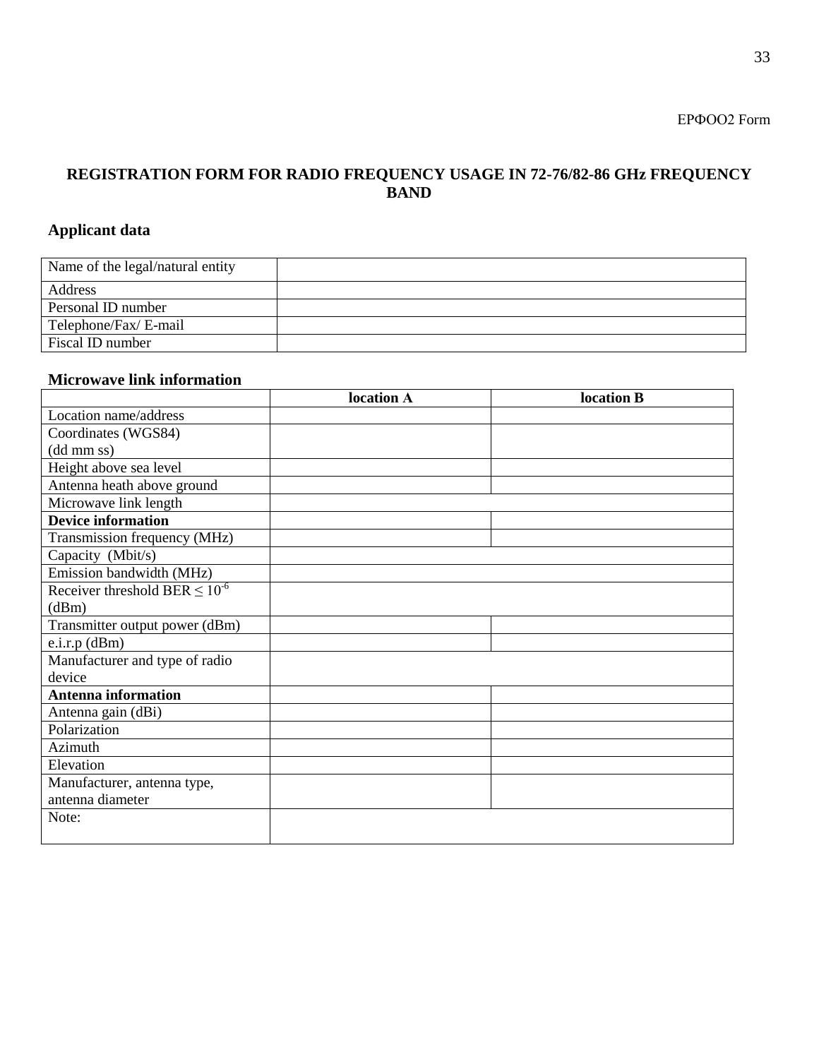ΕΡΦΟΟ2 Form

# REGISTRATION FORM FOR RADIO FREQUENCY USAGE IN 72-76/82-86 GHz FREQUENCY BAND

## Applicant data

| Name of the legal/natural entity | |
|---|---|
| Address | |
| Personal ID number | |
| Telephone/Fax/ E-mail | |
| Fiscal ID number | |

## Microwave link information

| | **location A** | **location B** |
|---|---|---|
| Location name/address | | |
| Coordinates (WGS84) (dd mm ss) | | |
| Height above sea level | | |
| Antenna heath above ground | | |
| Microwave link length | | |
| **Device information** | | |
| Transmission frequency (MHz) | | |
| Capacity (Mbit/s) | | |
| Emission bandwidth (MHz) | | |
| Receiver threshold BER $\leq 10^{-6}$ (dBm) | | |
| Transmitter output power (dBm) | | |
| e.i.r.p (dBm) | | |
| Manufacturer and type of radio device | | |
| **Antenna information** | | |
| Antenna gain (dBi) | | |
| Polarization | | |
| Azimuth | | |
| Elevation | | |
| Manufacturer, antenna type, antenna diameter | | |
| Note: | | |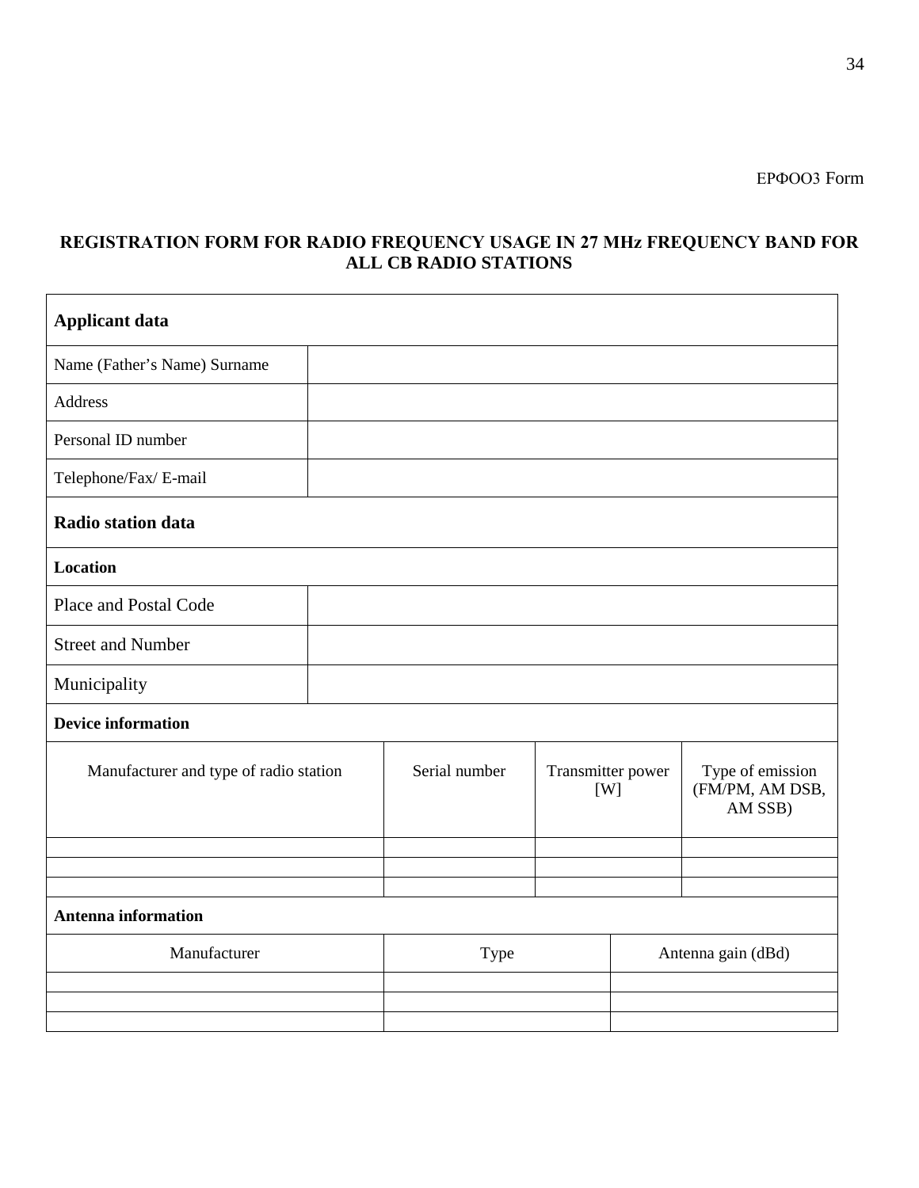ΕΡΦΟΟ3 Form

**REGISTRATION FORM FOR RADIO FREQUENCY USAGE IN 27 MHz FREQUENCY BAND FOR ALL CB RADIO STATIONS**

| **Applicant data** | |
|---|---|
| Name (Father's Name) Surname | |
| Address | |
| Personal ID number | |
| Telephone/Fax/ E-mail | |
| **Radio station data** | |
| **Location** | |
| Place and Postal Code | |
| Street and Number | |
| Municipality | |

**Device information**

| Manufacturer and type of radio station | Serial number | Transmitter power [W] | Type of emission (FM/PM, AM DSB, AM SSB) |
|---|---|---|---|
| | | | |
| | | | |
| | | | |

**Antenna information**

| Manufacturer | Type | Antenna gain (dBd) |
|---|---|---|
| | | |
| | | |
| | | |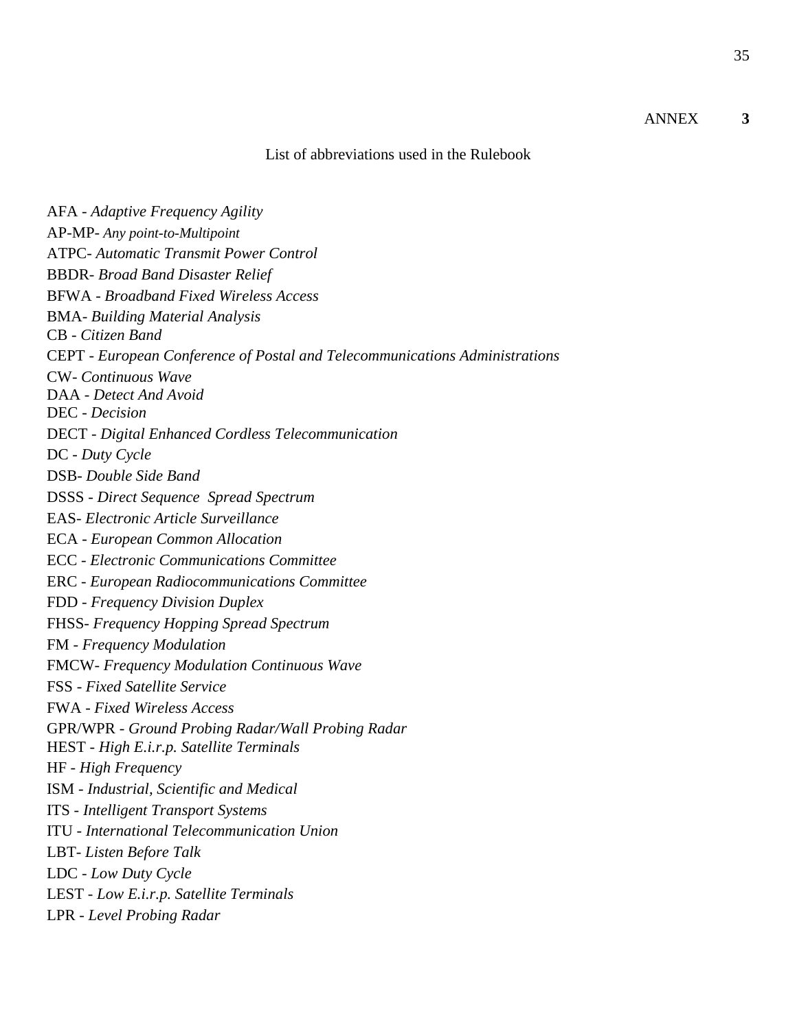ANNEX **3**

List of abbreviations used in the Rulebook

AFA - *Adaptive Frequency Agility*

AP-MP- *Any point-to-Multipoint*

ATPC- *Automatic Transmit Power Control*

BBDR- *Broad Band Disaster Relief*

BFWA - *Broadband Fixed Wireless Access*

BMA- *Building Material Analysis*

CB - *Citizen Band*

CEPT - *European Conference of Postal and Telecommunications Administrations*

CW- *Continuous Wave*

DAA - *Detect And Avoid*

DEC - *Decision*

DECT - *Digital Enhanced Cordless Telecommunication*

DC - *Duty Cycle*

DSB- *Double Side Band*

DSSS - *Direct Sequence Spread Spectrum*

EAS- *Electronic Article Surveillance*

ECA - *European Common Allocation*

ECC - *Electronic Communications Committee*

ERC - *European Radiocommunications Committee*

FDD - *Frequency Division Duplex*

FHSS- *Frequency Hopping Spread Spectrum*

FM - *Frequency Modulation*

FMCW- *Frequency Modulation Continuous Wave*

FSS - *Fixed Satellite Service*

FWA - *Fixed Wireless Access*

GPR/WPR - *Ground Probing Radar/Wall Probing Radar*

HEST - *High E.i.r.p. Satellite Terminals*

HF - *High Frequency*

ISM - *Industrial, Scientific and Medical*

ITS - *Intelligent Transport Systems*

ITU - *International Telecommunication Union*

LBT- *Listen Before Talk*

LDC - *Low Duty Cycle*

LEST - *Low E.i.r.p. Satellite Terminals*

LPR - *Level Probing Radar*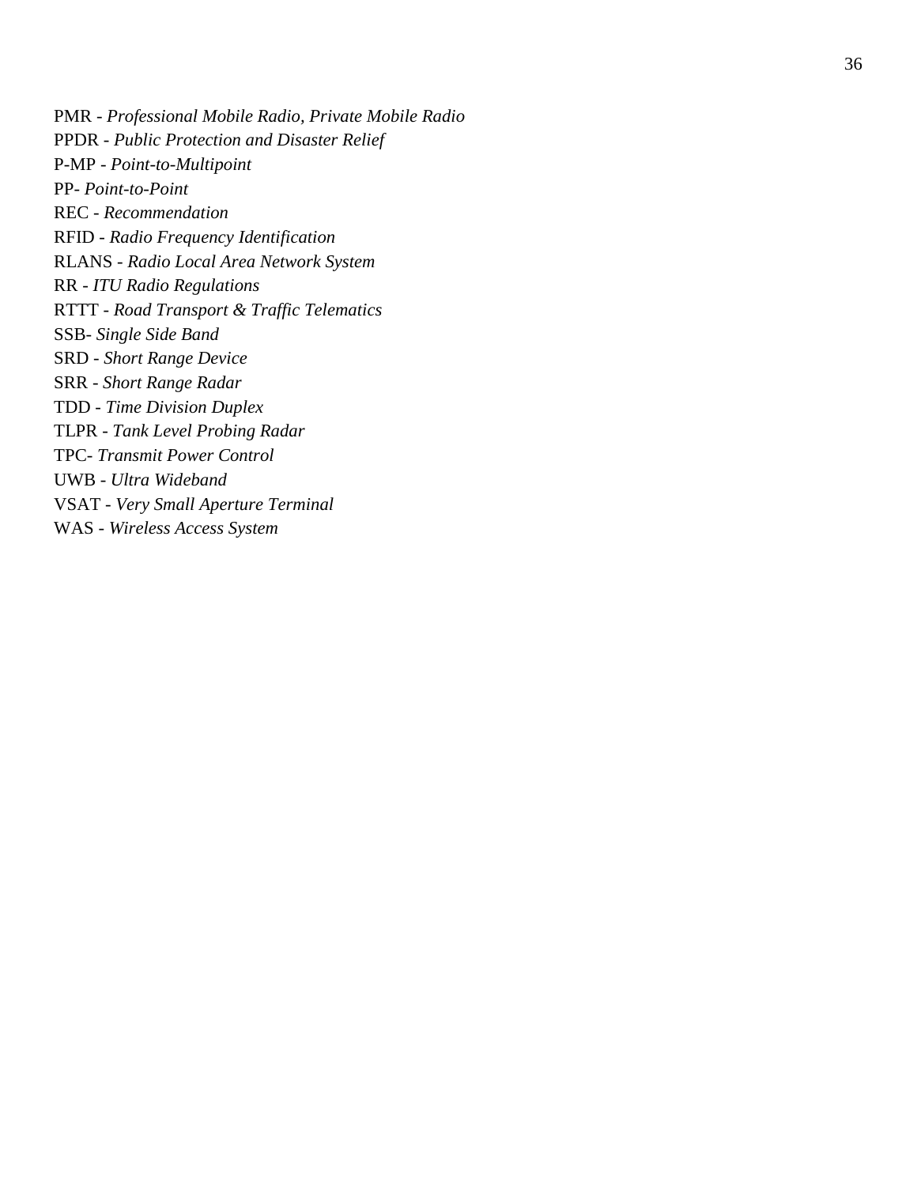PMR - *Professional Mobile Radio, Private Mobile Radio*

PPDR - *Public Protection and Disaster Relief*

P-MP - *Point-to-Multipoint*

PP- *Point-to-Point*

REC - *Recommendation*

RFID - *Radio Frequency Identification*

RLANS - *Radio Local Area Network System*

RR - *ITU Radio Regulations*

RTTT - *Road Transport & Traffic Telematics*

SSB- *Single Side Band*

SRD - *Short Range Device*

SRR - *Short Range Radar*

TDD - *Time Division Duplex*

TLPR - *Tank Level Probing Radar*

TPC- *Transmit Power Control*

UWB - *Ultra Wideband*

VSAT - *Very Small Aperture Terminal*

WAS - *Wireless Access System*